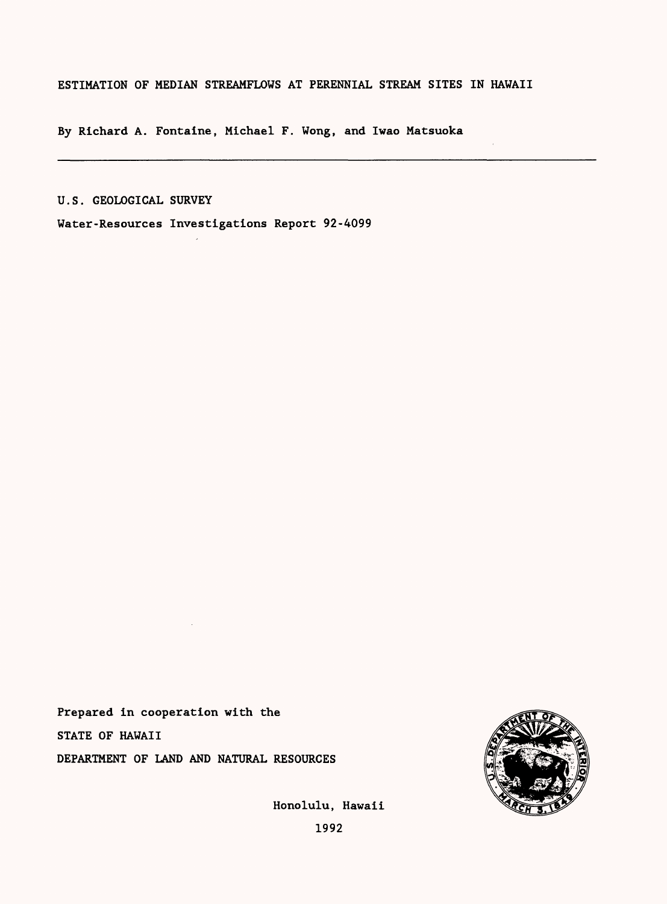# ESTIMATION OF MEDIAN STREAMFLOWS AT PERENNIAL STREAM SITES IN HAWAII

By Richard A. Fontaine, Michael F. Wong, and Iwao Matsuoka

---

U.S. GEOLOGICAL SURVEY

Water-Resources Investigations Report 92-4099

Prepared in cooperation with the

STATE OF HAWAII

DEPARTMENT OF LAND AND NATURAL RESOURCES

Honolulu, Hawaii

1992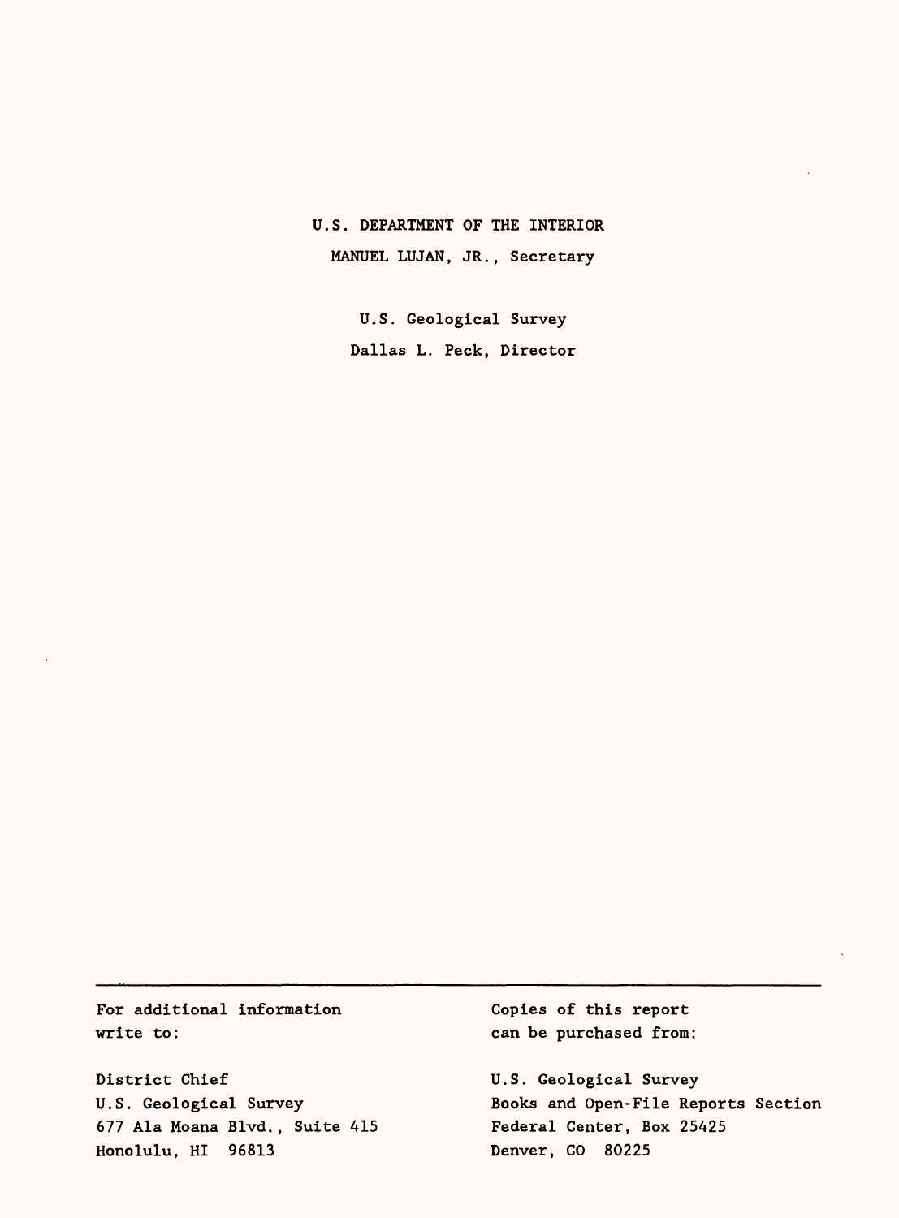U.S. DEPARTMENT OF THE INTERIOR

MANUEL LUJAN, JR., Secretary

U.S. Geological Survey

Dallas L. Peck, Director

---

For additional information write to:

District Chief
U.S. Geological Survey
677 Ala Moana Blvd., Suite 415
Honolulu, HI 96813

Copies of this report can be purchased from:

U.S. Geological Survey
Books and Open-File Reports Section
Federal Center, Box 25425
Denver, CO 80225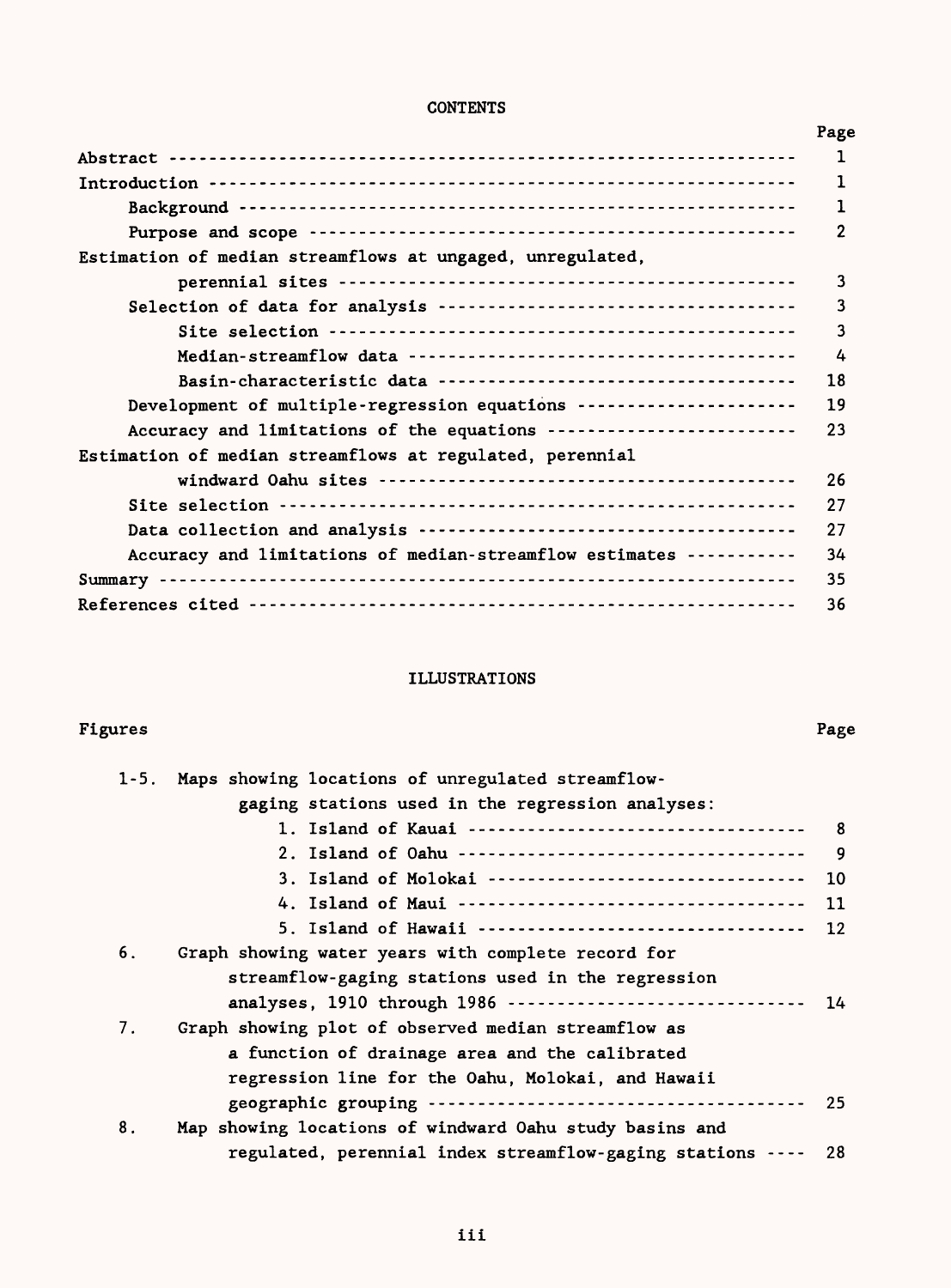# CONTENTS

| | Page |
|---|---|
| Abstract | 1 |
| Introduction | 1 |
| Background | 1 |
| Purpose and scope | 2 |
| Estimation of median streamflows at ungaged, unregulated, perennial sites | 3 |
| Selection of data for analysis | 3 |
| Site selection | 3 |
| Median-streamflow data | 4 |
| Basin-characteristic data | 18 |
| Development of multiple-regression equations | 19 |
| Accuracy and limitations of the equations | 23 |
| Estimation of median streamflows at regulated, perennial windward Oahu sites | 26 |
| Site selection | 27 |
| Data collection and analysis | 27 |
| Accuracy and limitations of median-streamflow estimates | 34 |
| Summary | 35 |
| References cited | 36 |

# ILLUSTRATIONS

| Figures | | Page |
|---|---|---|
| 1-5. | Maps showing locations of unregulated streamflow-gaging stations used in the regression analyses: | |
| | 1. Island of Kauai | 8 |
| | 2. Island of Oahu | 9 |
| | 3. Island of Molokai | 10 |
| | 4. Island of Maui | 11 |
| | 5. Island of Hawaii | 12 |
| 6. | Graph showing water years with complete record for streamflow-gaging stations used in the regression analyses, 1910 through 1986 | 14 |
| 7. | Graph showing plot of observed median streamflow as a function of drainage area and the calibrated regression line for the Oahu, Molokai, and Hawaii geographic grouping | 25 |
| 8. | Map showing locations of windward Oahu study basins and regulated, perennial index streamflow-gaging stations | 28 |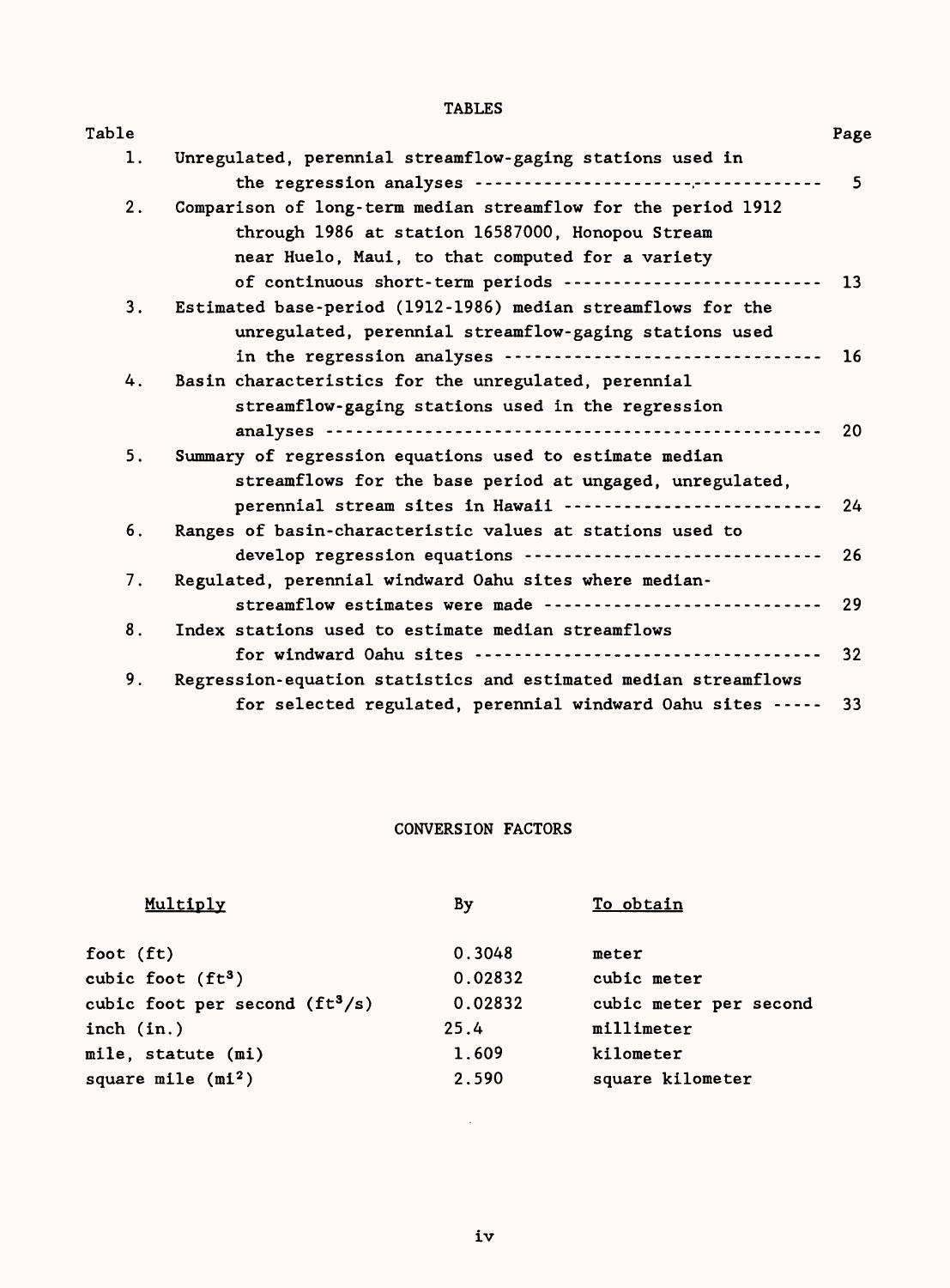## TABLES

| Table | | Page |
|---|---|---|
| 1. | Unregulated, perennial streamflow-gaging stations used in the regression analyses | 5 |
| 2. | Comparison of long-term median streamflow for the period 1912 through 1986 at station 16587000, Honopou Stream near Huelo, Maui, to that computed for a variety of continuous short-term periods | 13 |
| 3. | Estimated base-period (1912-1986) median streamflows for the unregulated, perennial streamflow-gaging stations used in the regression analyses | 16 |
| 4. | Basin characteristics for the unregulated, perennial streamflow-gaging stations used in the regression analyses | 20 |
| 5. | Summary of regression equations used to estimate median streamflows for the base period at ungaged, unregulated, perennial stream sites in Hawaii | 24 |
| 6. | Ranges of basin-characteristic values at stations used to develop regression equations | 26 |
| 7. | Regulated, perennial windward Oahu sites where median-streamflow estimates were made | 29 |
| 8. | Index stations used to estimate median streamflows for windward Oahu sites | 32 |
| 9. | Regression-equation statistics and estimated median streamflows for selected regulated, perennial windward Oahu sites | 33 |

## CONVERSION FACTORS

| Multiply | By | To obtain |
|---|---|---|
| foot (ft) | 0.3048 | meter |
| cubic foot ($ft^3$) | 0.02832 | cubic meter |
| cubic foot per second ($ft^3/s$) | 0.02832 | cubic meter per second |
| inch (in.) | 25.4 | millimeter |
| mile, statute (mi) | 1.609 | kilometer |
| square mile ($mi^2$) | 2.590 | square kilometer |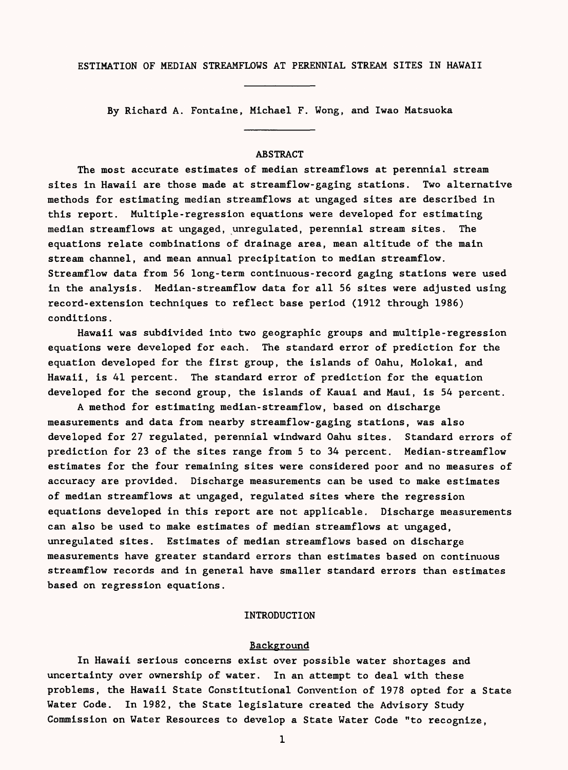# ESTIMATION OF MEDIAN STREAMFLOWS AT PERENNIAL STREAM SITES IN HAWAII

By Richard A. Fontaine, Michael F. Wong, and Iwao Matsuoka

## ABSTRACT

The most accurate estimates of median streamflows at perennial stream sites in Hawaii are those made at streamflow-gaging stations. Two alternative methods for estimating median streamflows at ungaged sites are described in this report. Multiple-regression equations were developed for estimating median streamflows at ungaged, unregulated, perennial stream sites. The equations relate combinations of drainage area, mean altitude of the main stream channel, and mean annual precipitation to median streamflow. Streamflow data from 56 long-term continuous-record gaging stations were used in the analysis. Median-streamflow data for all 56 sites were adjusted using record-extension techniques to reflect base period (1912 through 1986) conditions.

Hawaii was subdivided into two geographic groups and multiple-regression equations were developed for each. The standard error of prediction for the equation developed for the first group, the islands of Oahu, Molokai, and Hawaii, is 41 percent. The standard error of prediction for the equation developed for the second group, the islands of Kauai and Maui, is 54 percent.

A method for estimating median-streamflow, based on discharge measurements and data from nearby streamflow-gaging stations, was also developed for 27 regulated, perennial windward Oahu sites. Standard errors of prediction for 23 of the sites range from 5 to 34 percent. Median-streamflow estimates for the four remaining sites were considered poor and no measures of accuracy are provided. Discharge measurements can be used to make estimates of median streamflows at ungaged, regulated sites where the regression equations developed in this report are not applicable. Discharge measurements can also be used to make estimates of median streamflows at ungaged, unregulated sites. Estimates of median streamflows based on discharge measurements have greater standard errors than estimates based on continuous streamflow records and in general have smaller standard errors than estimates based on regression equations.

## INTRODUCTION

### Background

In Hawaii serious concerns exist over possible water shortages and uncertainty over ownership of water. In an attempt to deal with these problems, the Hawaii State Constitutional Convention of 1978 opted for a State Water Code. In 1982, the State legislature created the Advisory Study Commission on Water Resources to develop a State Water Code "to recognize,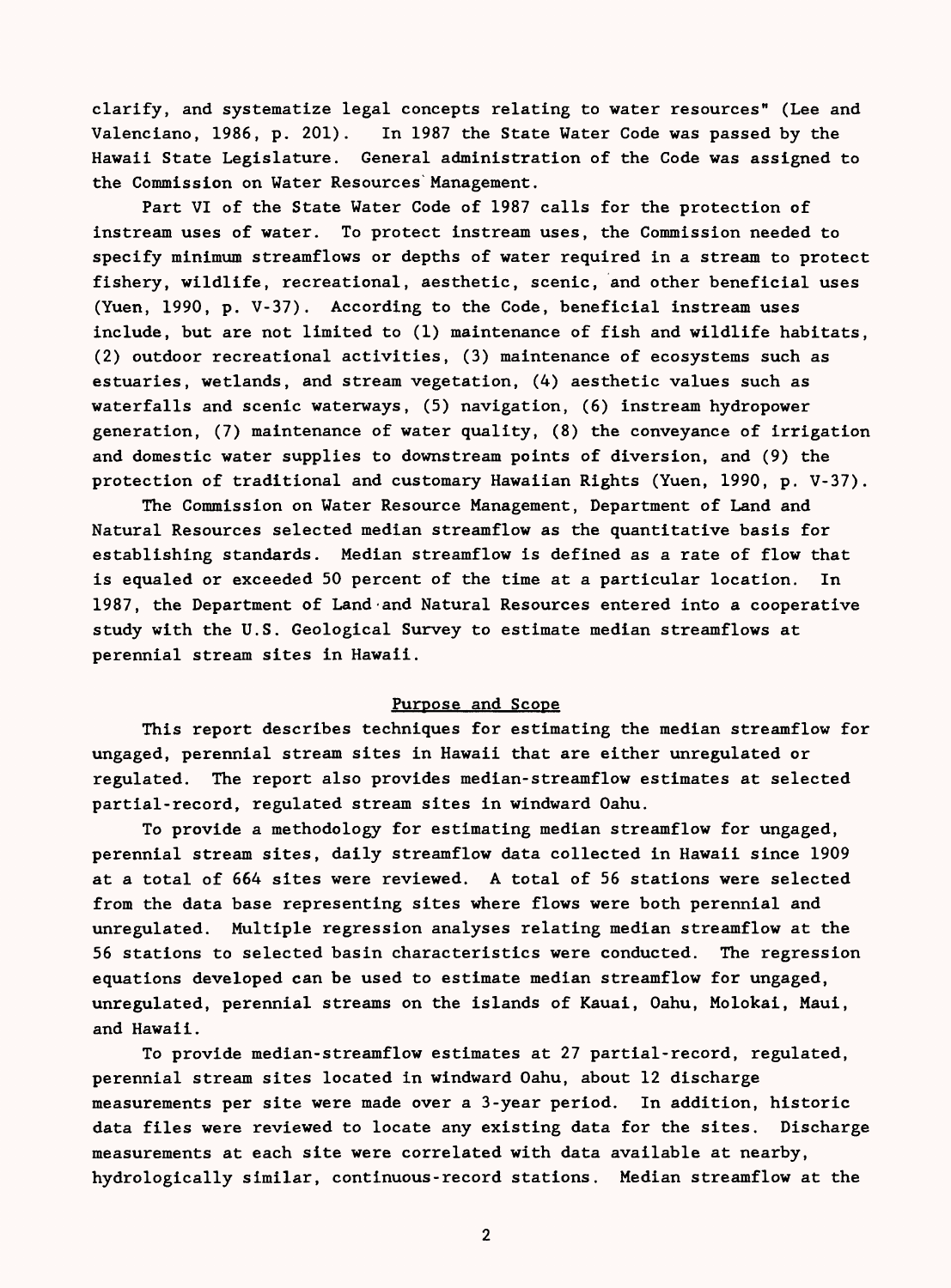clarify, and systematize legal concepts relating to water resources" (Lee and Valenciano, 1986, p. 201). In 1987 the State Water Code was passed by the Hawaii State Legislature. General administration of the Code was assigned to the Commission on Water Resources Management.

Part VI of the State Water Code of 1987 calls for the protection of instream uses of water. To protect instream uses, the Commission needed to specify minimum streamflows or depths of water required in a stream to protect fishery, wildlife, recreational, aesthetic, scenic, and other beneficial uses (Yuen, 1990, p. V-37). According to the Code, beneficial instream uses include, but are not limited to (1) maintenance of fish and wildlife habitats, (2) outdoor recreational activities, (3) maintenance of ecosystems such as estuaries, wetlands, and stream vegetation, (4) aesthetic values such as waterfalls and scenic waterways, (5) navigation, (6) instream hydropower generation, (7) maintenance of water quality, (8) the conveyance of irrigation and domestic water supplies to downstream points of diversion, and (9) the protection of traditional and customary Hawaiian Rights (Yuen, 1990, p. V-37).

The Commission on Water Resource Management, Department of Land and Natural Resources selected median streamflow as the quantitative basis for establishing standards. Median streamflow is defined as a rate of flow that is equaled or exceeded 50 percent of the time at a particular location. In 1987, the Department of Land and Natural Resources entered into a cooperative study with the U.S. Geological Survey to estimate median streamflows at perennial stream sites in Hawaii.

## Purpose and Scope

This report describes techniques for estimating the median streamflow for ungaged, perennial stream sites in Hawaii that are either unregulated or regulated. The report also provides median-streamflow estimates at selected partial-record, regulated stream sites in windward Oahu.

To provide a methodology for estimating median streamflow for ungaged, perennial stream sites, daily streamflow data collected in Hawaii since 1909 at a total of 664 sites were reviewed. A total of 56 stations were selected from the data base representing sites where flows were both perennial and unregulated. Multiple regression analyses relating median streamflow at the 56 stations to selected basin characteristics were conducted. The regression equations developed can be used to estimate median streamflow for ungaged, unregulated, perennial streams on the islands of Kauai, Oahu, Molokai, Maui, and Hawaii.

To provide median-streamflow estimates at 27 partial-record, regulated, perennial stream sites located in windward Oahu, about 12 discharge measurements per site were made over a 3-year period. In addition, historic data files were reviewed to locate any existing data for the sites. Discharge measurements at each site were correlated with data available at nearby, hydrologically similar, continuous-record stations. Median streamflow at the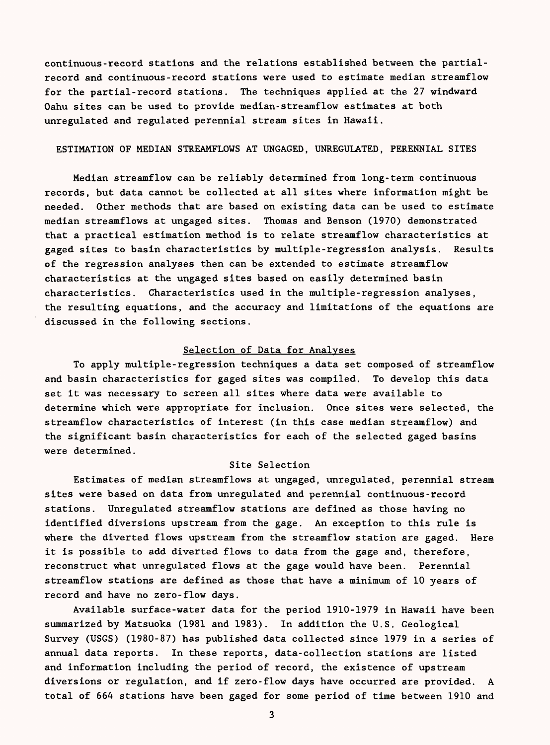continuous-record stations and the relations established between the partial-record and continuous-record stations were used to estimate median streamflow for the partial-record stations. The techniques applied at the 27 windward Oahu sites can be used to provide median-streamflow estimates at both unregulated and regulated perennial stream sites in Hawaii.

## ESTIMATION OF MEDIAN STREAMFLOWS AT UNGAGED, UNREGULATED, PERENNIAL SITES

Median streamflow can be reliably determined from long-term continuous records, but data cannot be collected at all sites where information might be needed. Other methods that are based on existing data can be used to estimate median streamflows at ungaged sites. Thomas and Benson (1970) demonstrated that a practical estimation method is to relate streamflow characteristics at gaged sites to basin characteristics by multiple-regression analysis. Results of the regression analyses then can be extended to estimate streamflow characteristics at the ungaged sites based on easily determined basin characteristics. Characteristics used in the multiple-regression analyses, the resulting equations, and the accuracy and limitations of the equations are discussed in the following sections.

### Selection of Data for Analyses

To apply multiple-regression techniques a data set composed of streamflow and basin characteristics for gaged sites was compiled. To develop this data set it was necessary to screen all sites where data were available to determine which were appropriate for inclusion. Once sites were selected, the streamflow characteristics of interest (in this case median streamflow) and the significant basin characteristics for each of the selected gaged basins were determined.

#### Site Selection

Estimates of median streamflows at ungaged, unregulated, perennial stream sites were based on data from unregulated and perennial continuous-record stations. Unregulated streamflow stations are defined as those having no identified diversions upstream from the gage. An exception to this rule is where the diverted flows upstream from the streamflow station are gaged. Here it is possible to add diverted flows to data from the gage and, therefore, reconstruct what unregulated flows at the gage would have been. Perennial streamflow stations are defined as those that have a minimum of 10 years of record and have no zero-flow days.

Available surface-water data for the period 1910-1979 in Hawaii have been summarized by Matsuoka (1981 and 1983). In addition the U.S. Geological Survey (USGS) (1980-87) has published data collected since 1979 in a series of annual data reports. In these reports, data-collection stations are listed and information including the period of record, the existence of upstream diversions or regulation, and if zero-flow days have occurred are provided. A total of 664 stations have been gaged for some period of time between 1910 and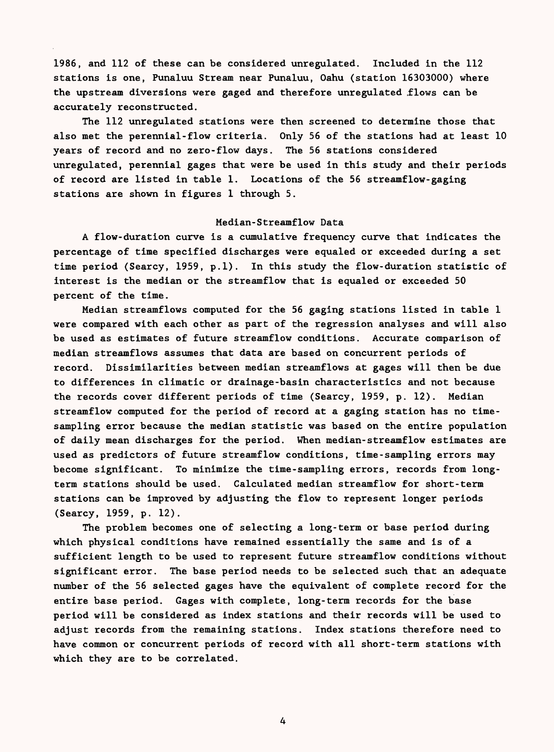1986, and 112 of these can be considered unregulated. Included in the 112 stations is one, Punaluu Stream near Punaluu, Oahu (station 16303000) where the upstream diversions were gaged and therefore unregulated flows can be accurately reconstructed.

The 112 unregulated stations were then screened to determine those that also met the perennial-flow criteria. Only 56 of the stations had at least 10 years of record and no zero-flow days. The 56 stations considered unregulated, perennial gages that were be used in this study and their periods of record are listed in table 1. Locations of the 56 streamflow-gaging stations are shown in figures 1 through 5.

## Median-Streamflow Data

A flow-duration curve is a cumulative frequency curve that indicates the percentage of time specified discharges were equaled or exceeded during a set time period (Searcy, 1959, p.1). In this study the flow-duration statistic of interest is the median or the streamflow that is equaled or exceeded 50 percent of the time.

Median streamflows computed for the 56 gaging stations listed in table 1 were compared with each other as part of the regression analyses and will also be used as estimates of future streamflow conditions. Accurate comparison of median streamflows assumes that data are based on concurrent periods of record. Dissimilarities between median streamflows at gages will then be due to differences in climatic or drainage-basin characteristics and not because the records cover different periods of time (Searcy, 1959, p. 12). Median streamflow computed for the period of record at a gaging station has no time-sampling error because the median statistic was based on the entire population of daily mean discharges for the period. When median-streamflow estimates are used as predictors of future streamflow conditions, time-sampling errors may become significant. To minimize the time-sampling errors, records from long-term stations should be used. Calculated median streamflow for short-term stations can be improved by adjusting the flow to represent longer periods (Searcy, 1959, p. 12).

The problem becomes one of selecting a long-term or base period during which physical conditions have remained essentially the same and is of a sufficient length to be used to represent future streamflow conditions without significant error. The base period needs to be selected such that an adequate number of the 56 selected gages have the equivalent of complete record for the entire base period. Gages with complete, long-term records for the base period will be considered as index stations and their records will be used to adjust records from the remaining stations. Index stations therefore need to have common or concurrent periods of record with all short-term stations with which they are to be correlated.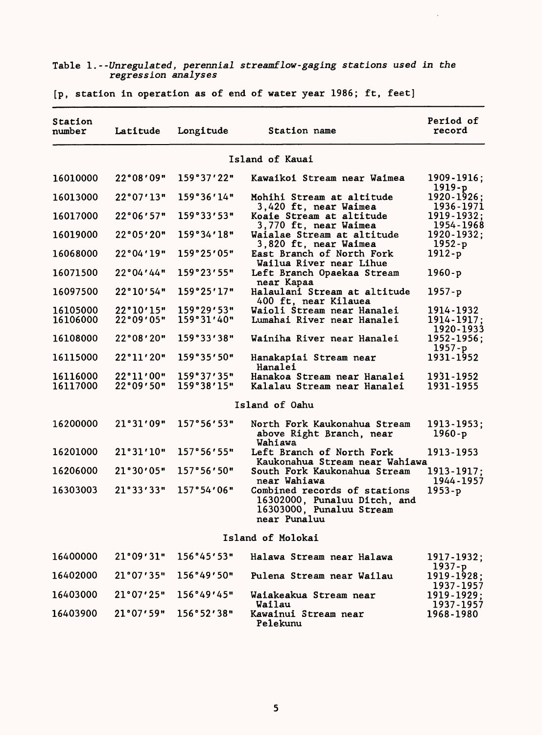Table 1.--*Unregulated, perennial streamflow-gaging stations used in the regression analyses*

[p, station in operation as of end of water year 1986; ft, feet]

| Station number | Latitude | Longitude | Station name | Period of record |
|---|---|---|---|---|
| **Island of Kauai** | | | | |
| 16010000 | 22°08'09" | 159°37'22" | Kawaikoi Stream near Waimea | 1909-1916; 1919-p |
| 16013000 | 22°07'13" | 159°36'14" | Mohihi Stream at altitude 3,420 ft, near Waimea | 1920-1926; 1936-1971 |
| 16017000 | 22°06'57" | 159°33'53" | Koaie Stream at altitude 3,770 ft, near Waimea | 1919-1932; 1954-1968 |
| 16019000 | 22°05'20" | 159°34'18" | Waialae Stream at altitude 3,820 ft, near Waimea | 1920-1932; 1952-p |
| 16068000 | 22°04'19" | 159°25'05" | East Branch of North Fork Wailua River near Lihue | 1912-p |
| 16071500 | 22°04'44" | 159°23'55" | Left Branch Opaekaa Stream near Kapaa | 1960-p |
| 16097500 | 22°10'54" | 159°25'17" | Halaulani Stream at altitude 400 ft, near Kilauea | 1957-p |
| 16105000 | 22°10'15" | 159°29'53" | Waioli Stream near Hanalei | 1914-1932 |
| 16106000 | 22°09'05" | 159°31'40" | Lumahai River near Hanalei | 1914-1917; 1920-1933 |
| 16108000 | 22°08'20" | 159°33'38" | Wainiha River near Hanalei | 1952-1956; 1957-p |
| 16115000 | 22°11'20" | 159°35'50" | Hanakapiai Stream near Hanalei | 1931-1952 |
| 16116000 | 22°11'00" | 159°37'35" | Hanakoa Stream near Hanalei | 1931-1952 |
| 16117000 | 22°09'50" | 159°38'15" | Kalalau Stream near Hanalei | 1931-1955 |
| **Island of Oahu** | | | | |
| 16200000 | 21°31'09" | 157°56'53" | North Fork Kaukonahua Stream above Right Branch, near Wahiawa | 1913-1953; 1960-p |
| 16201000 | 21°31'10" | 157°56'55" | Left Branch of North Fork Kaukonahua Stream near Wahiawa | 1913-1953 |
| 16206000 | 21°30'05" | 157°56'50" | South Fork Kaukonahua Stream near Wahiawa | 1913-1917; 1944-1957 |
| 16303003 | 21°33'33" | 157°54'06" | Combined records of stations 16302000, Punaluu Ditch, and 16303000, Punaluu Stream near Punaluu | 1953-p |
| **Island of Molokai** | | | | |
| 16400000 | 21°09'31" | 156°45'53" | Halawa Stream near Halawa | 1917-1932; 1937-p |
| 16402000 | 21°07'35" | 156°49'50" | Pulena Stream near Wailau | 1919-1928; 1937-1957 |
| 16403000 | 21°07'25" | 156°49'45" | Waiakeakua Stream near Wailau | 1919-1929; 1937-1957 |
| 16403900 | 21°07'59" | 156°52'38" | Kawainui Stream near Pelekunu | 1968-1980 |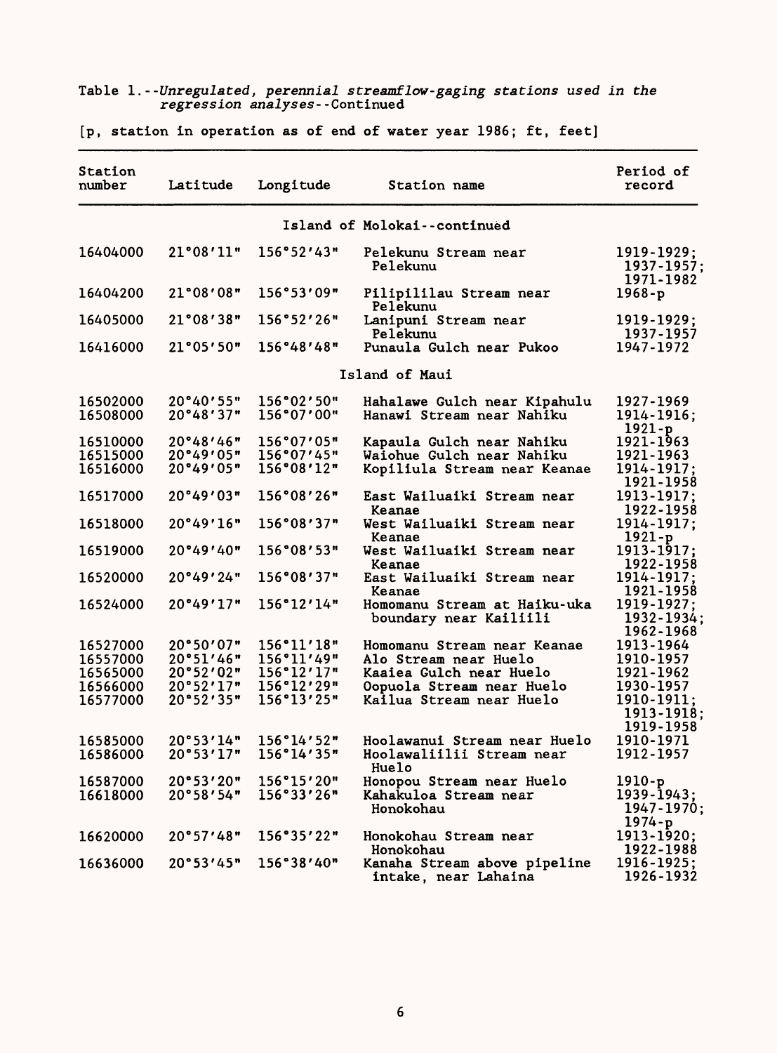Table 1.--*Unregulated, perennial streamflow-gaging stations used in the regression analyses*--Continued

[p, station in operation as of end of water year 1986; ft, feet]

| Station number | Latitude | Longitude | Station name | Period of record |
|---|---|---|---|---|
| | | | **Island of Molokai--continued** | |
| 16404000 | 21°08'11" | 156°52'43" | Pelekunu Stream near Pelekunu | 1919-1929; 1937-1957; 1971-1982 |
| 16404200 | 21°08'08" | 156°53'09" | Pilipililau Stream near Pelekunu | 1968-p |
| 16405000 | 21°08'38" | 156°52'26" | Lanipuni Stream near Pelekunu | 1919-1929; 1937-1957 |
| 16416000 | 21°05'50" | 156°48'48" | Punaula Gulch near Pukoo | 1947-1972 |
| | | | **Island of Maui** | |
| 16502000 | 20°40'55" | 156°02'50" | Hahalawe Gulch near Kipahulu | 1927-1969 |
| 16508000 | 20°48'37" | 156°07'00" | Hanawi Stream near Nahiku | 1914-1916; 1921-p |
| 16510000 | 20°48'46" | 156°07'05" | Kapaula Gulch near Nahiku | 1921-1963 |
| 16515000 | 20°49'05" | 156°07'45" | Waiohue Gulch near Nahiku | 1921-1963 |
| 16516000 | 20°49'05" | 156°08'12" | Kopiliula Stream near Keanae | 1914-1917; 1921-1958 |
| 16517000 | 20°49'03" | 156°08'26" | East Wailuaiki Stream near Keanae | 1913-1917; 1922-1958 |
| 16518000 | 20°49'16" | 156°08'37" | West Wailuaiki Stream near Keanae | 1914-1917; 1921-p |
| 16519000 | 20°49'40" | 156°08'53" | West Wailuaiki Stream near Keanae | 1913-1917; 1922-1958 |
| 16520000 | 20°49'24" | 156°08'37" | East Wailuaiki Stream near Keanae | 1914-1917; 1921-1958 |
| 16524000 | 20°49'17" | 156°12'14" | Homomanu Stream at Haiku-uka boundary near Kailiili | 1919-1927; 1932-1934; 1962-1968 |
| 16527000 | 20°50'07" | 156°11'18" | Homomanu Stream near Keanae | 1913-1964 |
| 16557000 | 20°51'46" | 156°11'49" | Alo Stream near Huelo | 1910-1957 |
| 16565000 | 20°52'02" | 156°12'17" | Kaaiea Gulch near Huelo | 1921-1962 |
| 16566000 | 20°52'17" | 156°12'29" | Oopuola Stream near Huelo | 1930-1957 |
| 16577000 | 20°52'35" | 156°13'25" | Kailua Stream near Huelo | 1910-1911; 1913-1918; 1919-1958 |
| 16585000 | 20°53'14" | 156°14'52" | Hoolawanui Stream near Huelo | 1910-1971 |
| 16586000 | 20°53'17" | 156°14'35" | Hoolawaliilii Stream near Huelo | 1912-1957 |
| 16587000 | 20°53'20" | 156°15'20" | Honopou Stream near Huelo | 1910-p |
| 16618000 | 20°58'54" | 156°33'26" | Kahakuloa Stream near Honokohau | 1939-1943; 1947-1970; 1974-p |
| 16620000 | 20°57'48" | 156°35'22" | Honokohau Stream near Honokohau | 1913-1920; 1922-1988 |
| 16636000 | 20°53'45" | 156°38'40" | Kanaha Stream above pipeline intake, near Lahaina | 1916-1925; 1926-1932 |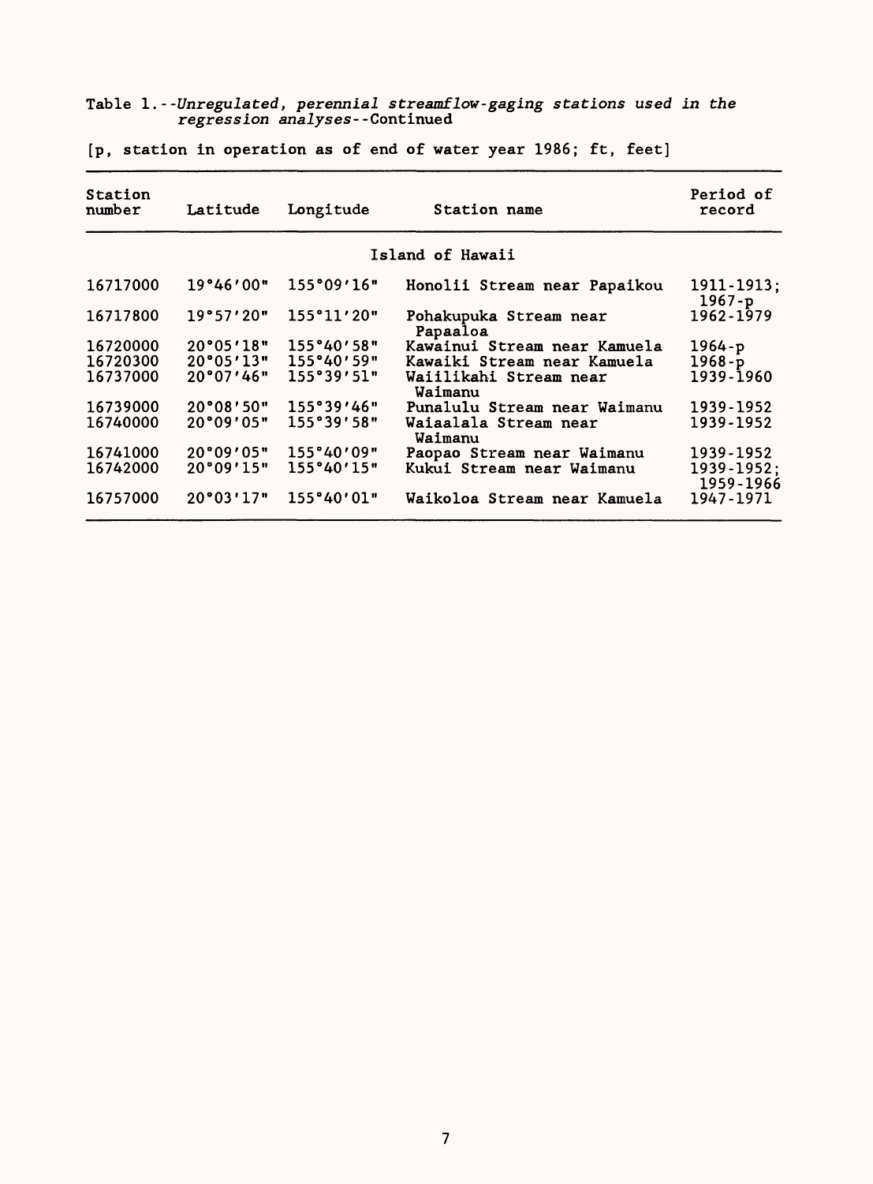Table 1.--*Unregulated, perennial streamflow-gaging stations used in the regression analyses*--Continued

[p, station in operation as of end of water year 1986; ft, feet]

| Station number | Latitude | Longitude | Station name | Period of record |
|---|---|---|---|---|
| | | | Island of Hawaii | |
| 16717000 | 19°46'00" | 155°09'16" | Honolii Stream near Papaikou | 1911-1913; 1967-p |
| 16717800 | 19°57'20" | 155°11'20" | Pohakupuka Stream near Papaaloa | 1962-1979 |
| 16720000 | 20°05'18" | 155°40'58" | Kawainui Stream near Kamuela | 1964-p |
| 16720300 | 20°05'13" | 155°40'59" | Kawaiki Stream near Kamuela | 1968-p |
| 16737000 | 20°07'46" | 155°39'51" | Waiilikahi Stream near Waimanu | 1939-1960 |
| 16739000 | 20°08'50" | 155°39'46" | Punalulu Stream near Waimanu | 1939-1952 |
| 16740000 | 20°09'05" | 155°39'58" | Waiaalala Stream near Waimanu | 1939-1952 |
| 16741000 | 20°09'05" | 155°40'09" | Paopao Stream near Waimanu | 1939-1952 |
| 16742000 | 20°09'15" | 155°40'15" | Kukui Stream near Waimanu | 1939-1952; 1959-1966 |
| 16757000 | 20°03'17" | 155°40'01" | Waikoloa Stream near Kamuela | 1947-1971 |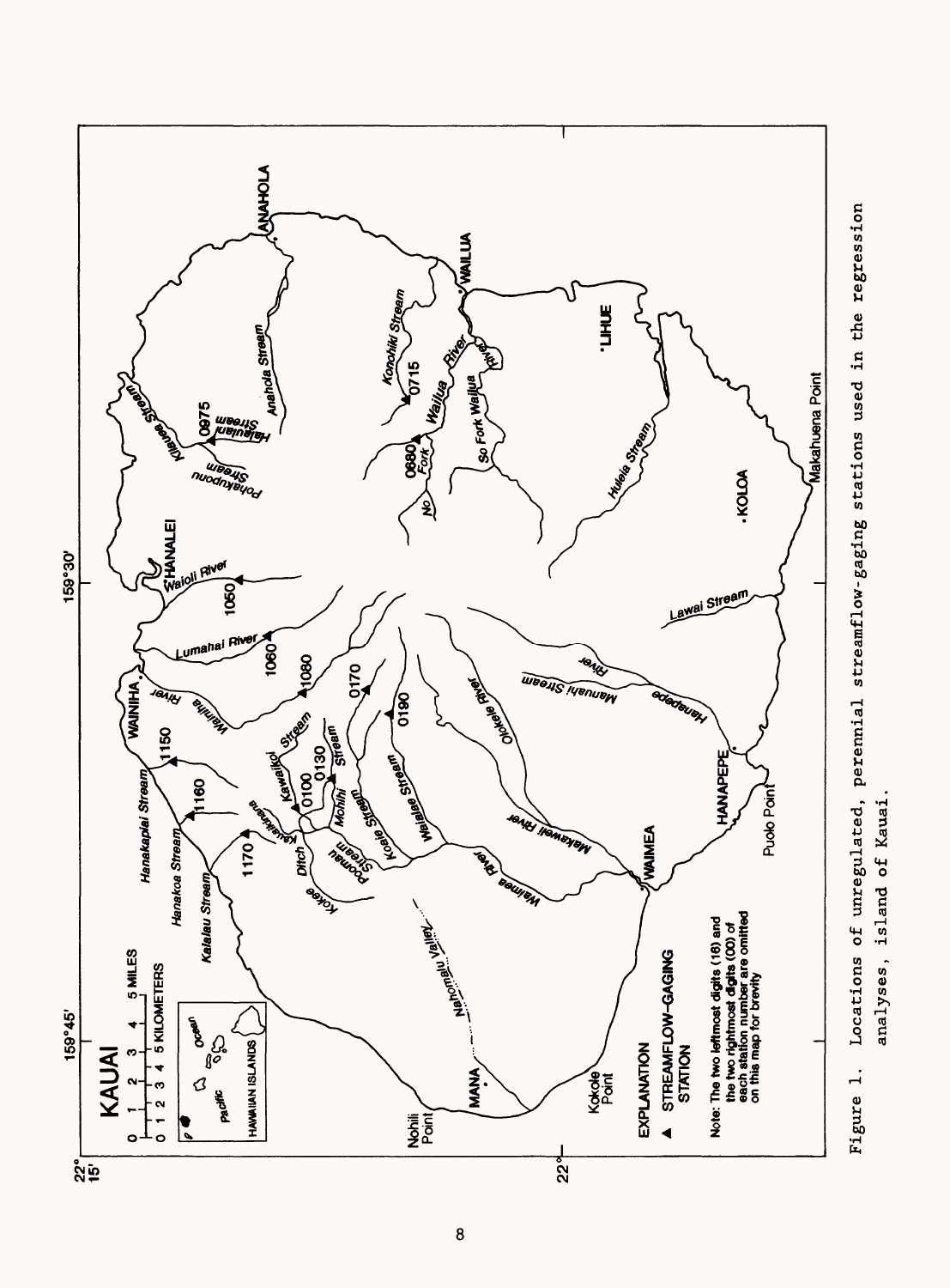Figure 1. Locations of unregulated, perennial streamflow-gaging stations used in the regression analyses, island of Kauai.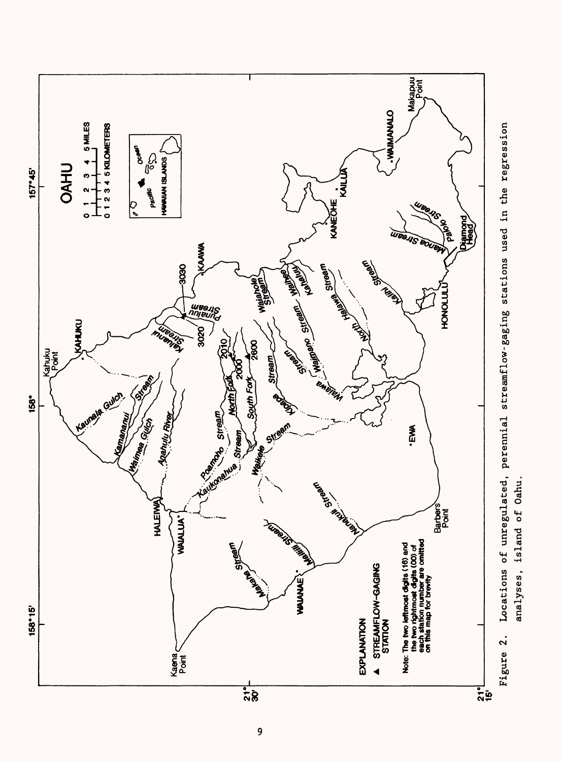Figure 2. Locations of unregulated, perennial streamflow-gaging stations used in the regression analyses, island of Oahu.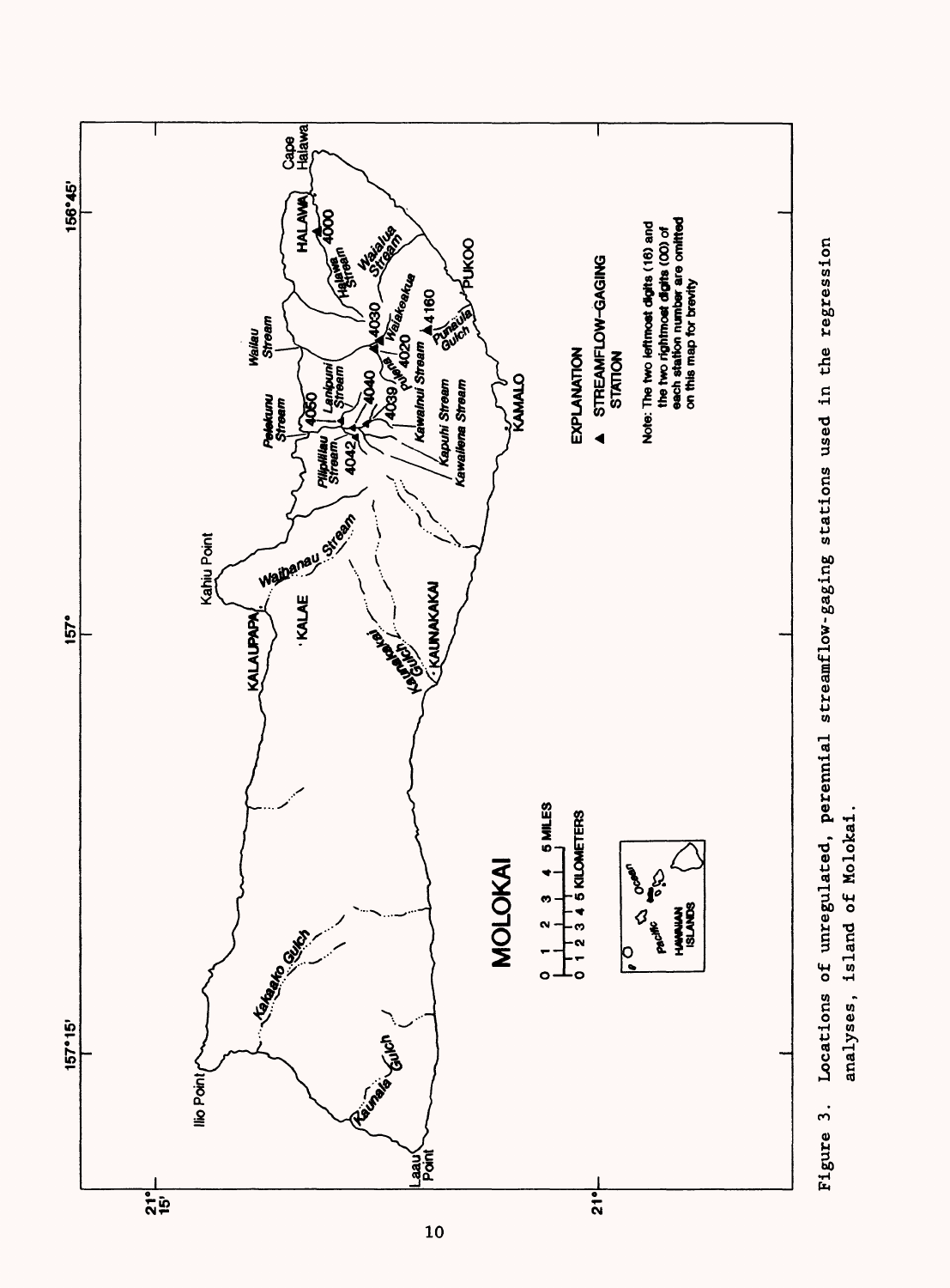Figure 3. Locations of unregulated, perennial streamflow-gaging stations used in the regression analyses, island of Molokai.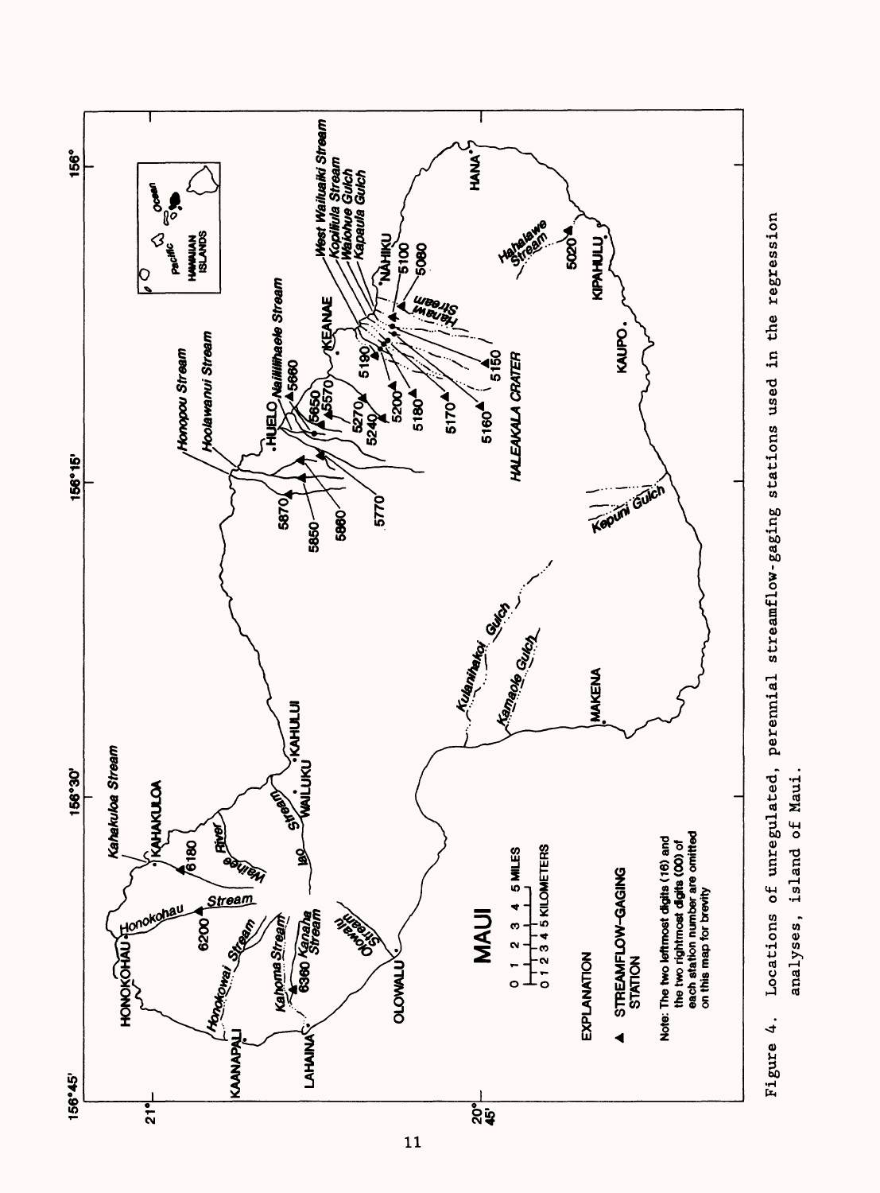Figure 4. Locations of unregulated, perennial streamflow-gaging stations used in the regression analyses, island of Maui.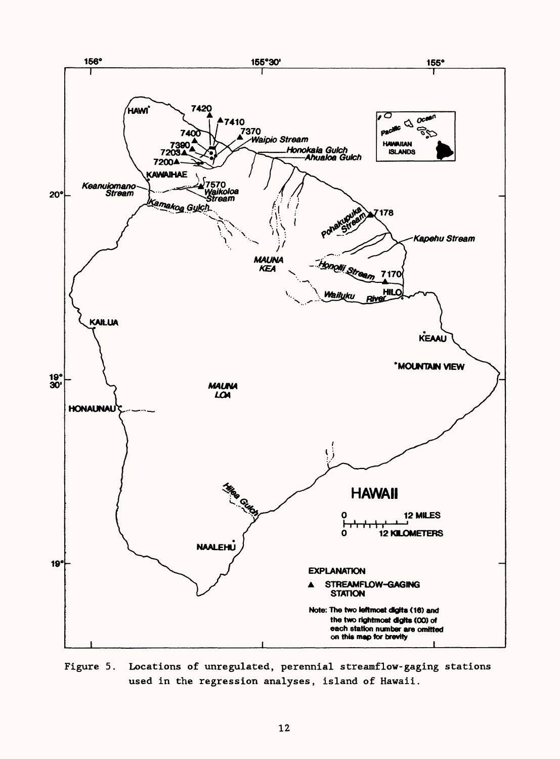Figure 5. Locations of unregulated, perennial streamflow-gaging stations used in the regression analyses, island of Hawaii.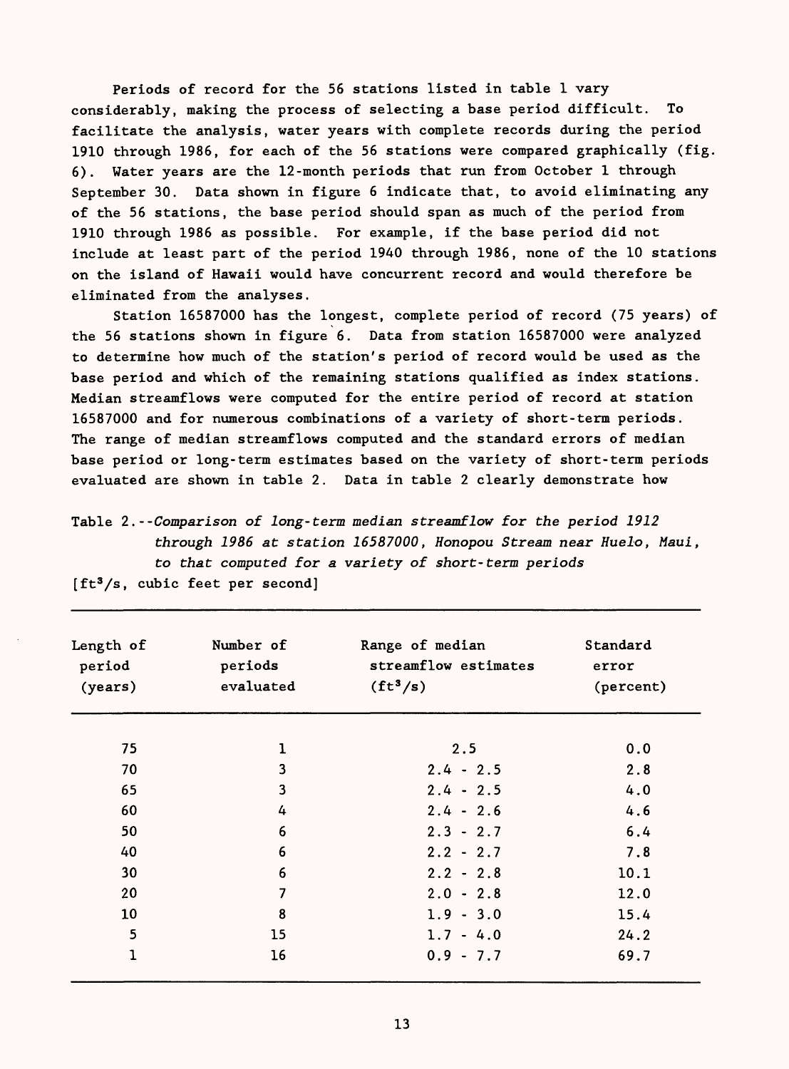Periods of record for the 56 stations listed in table 1 vary considerably, making the process of selecting a base period difficult. To facilitate the analysis, water years with complete records during the period 1910 through 1986, for each of the 56 stations were compared graphically (fig. 6). Water years are the 12-month periods that run from October 1 through September 30. Data shown in figure 6 indicate that, to avoid eliminating any of the 56 stations, the base period should span as much of the period from 1910 through 1986 as possible. For example, if the base period did not include at least part of the period 1940 through 1986, none of the 10 stations on the island of Hawaii would have concurrent record and would therefore be eliminated from the analyses.

Station 16587000 has the longest, complete period of record (75 years) of the 56 stations shown in figure 6. Data from station 16587000 were analyzed to determine how much of the station's period of record would be used as the base period and which of the remaining stations qualified as index stations. Median streamflows were computed for the entire period of record at station 16587000 and for numerous combinations of a variety of short-term periods. The range of median streamflows computed and the standard errors of median base period or long-term estimates based on the variety of short-term periods evaluated are shown in table 2. Data in table 2 clearly demonstrate how

Table 2.--*Comparison of long-term median streamflow for the period 1912 through 1986 at station 16587000, Honopou Stream near Huelo, Maui, to that computed for a variety of short-term periods*

[$ft^3/s$, cubic feet per second]

| Length of period (years) | Number of periods evaluated | Range of median streamflow estimates ($ft^3/s$) | Standard error (percent) |
|---|---|---|---|
| 75 | 1 | 2.5 | 0.0 |
| 70 | 3 | 2.4 - 2.5 | 2.8 |
| 65 | 3 | 2.4 - 2.5 | 4.0 |
| 60 | 4 | 2.4 - 2.6 | 4.6 |
| 50 | 6 | 2.3 - 2.7 | 6.4 |
| 40 | 6 | 2.2 - 2.7 | 7.8 |
| 30 | 6 | 2.2 - 2.8 | 10.1 |
| 20 | 7 | 2.0 - 2.8 | 12.0 |
| 10 | 8 | 1.9 - 3.0 | 15.4 |
| 5 | 15 | 1.7 - 4.0 | 24.2 |
| 1 | 16 | 0.9 - 7.7 | 69.7 |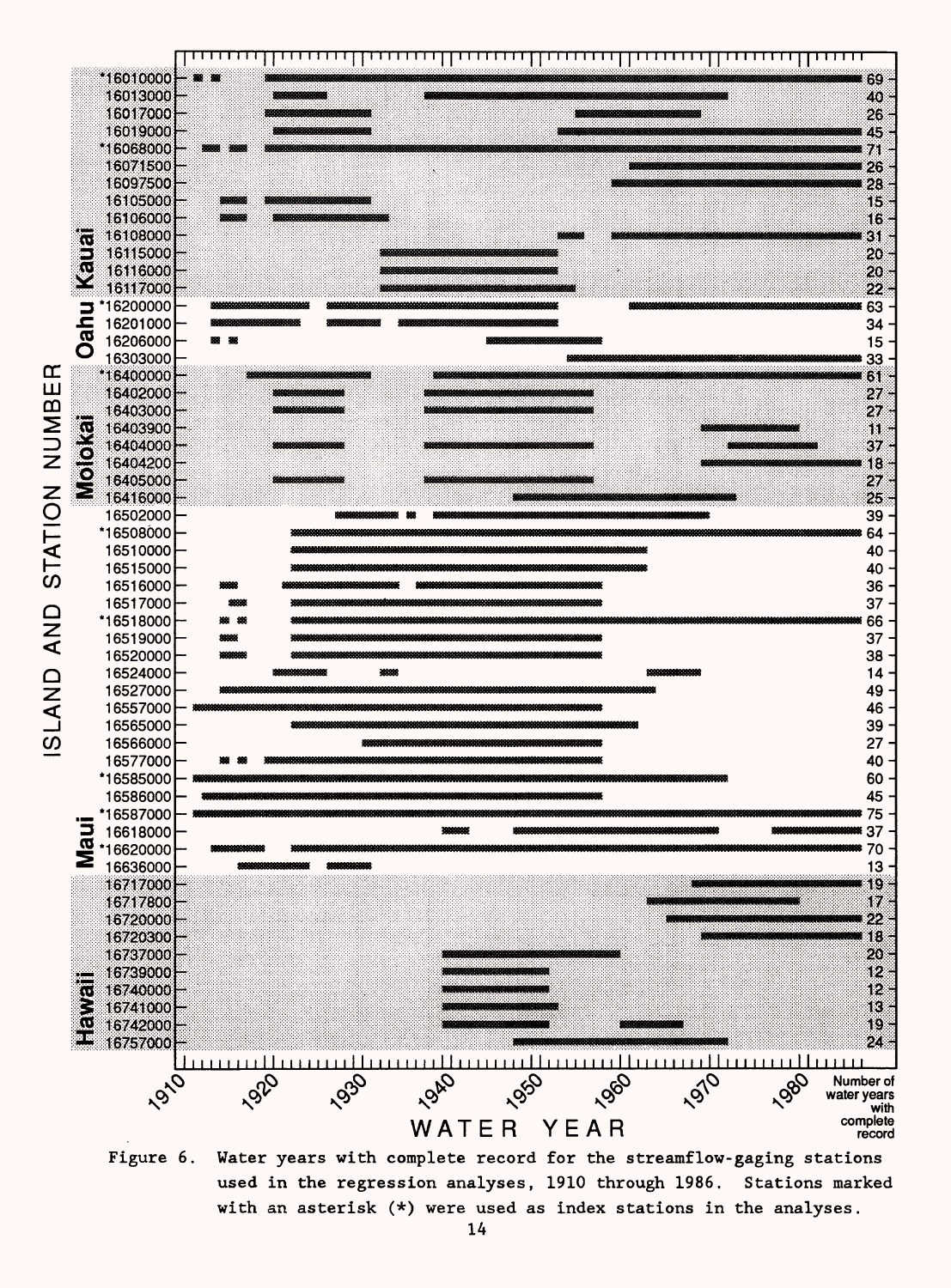Figure 6. Water years with complete record for the streamflow-gaging stations used in the regression analyses, 1910 through 1986. Stations marked with an asterisk (*) were used as index stations in the analyses.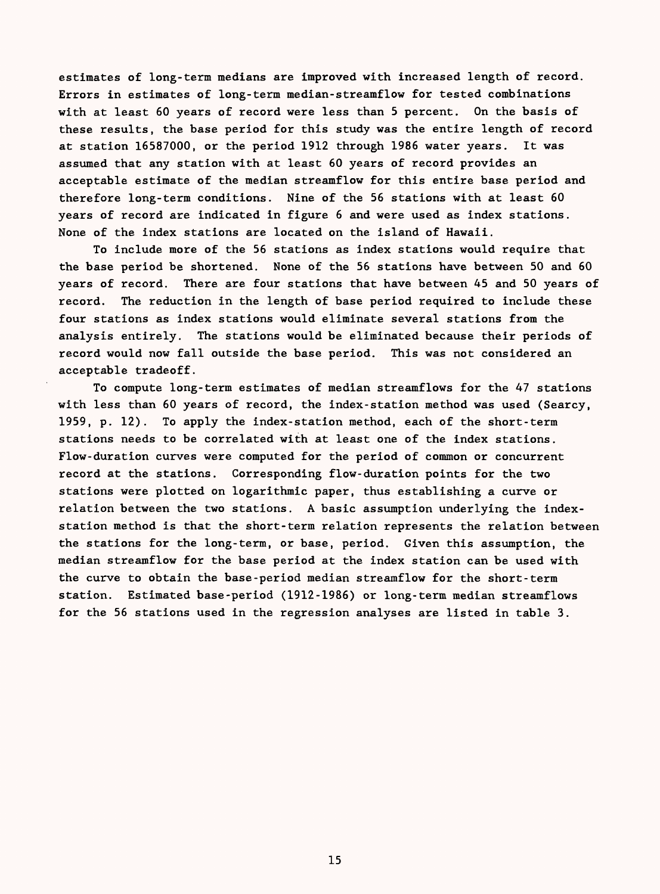estimates of long-term medians are improved with increased length of record. Errors in estimates of long-term median-streamflow for tested combinations with at least 60 years of record were less than 5 percent. On the basis of these results, the base period for this study was the entire length of record at station 16587000, or the period 1912 through 1986 water years. It was assumed that any station with at least 60 years of record provides an acceptable estimate of the median streamflow for this entire base period and therefore long-term conditions. Nine of the 56 stations with at least 60 years of record are indicated in figure 6 and were used as index stations. None of the index stations are located on the island of Hawaii.

To include more of the 56 stations as index stations would require that the base period be shortened. None of the 56 stations have between 50 and 60 years of record. There are four stations that have between 45 and 50 years of record. The reduction in the length of base period required to include these four stations as index stations would eliminate several stations from the analysis entirely. The stations would be eliminated because their periods of record would now fall outside the base period. This was not considered an acceptable tradeoff.

To compute long-term estimates of median streamflows for the 47 stations with less than 60 years of record, the index-station method was used (Searcy, 1959, p. 12). To apply the index-station method, each of the short-term stations needs to be correlated with at least one of the index stations. Flow-duration curves were computed for the period of common or concurrent record at the stations. Corresponding flow-duration points for the two stations were plotted on logarithmic paper, thus establishing a curve or relation between the two stations. A basic assumption underlying the index-station method is that the short-term relation represents the relation between the stations for the long-term, or base, period. Given this assumption, the median streamflow for the base period at the index station can be used with the curve to obtain the base-period median streamflow for the short-term station. Estimated base-period (1912-1986) or long-term median streamflows for the 56 stations used in the regression analyses are listed in table 3.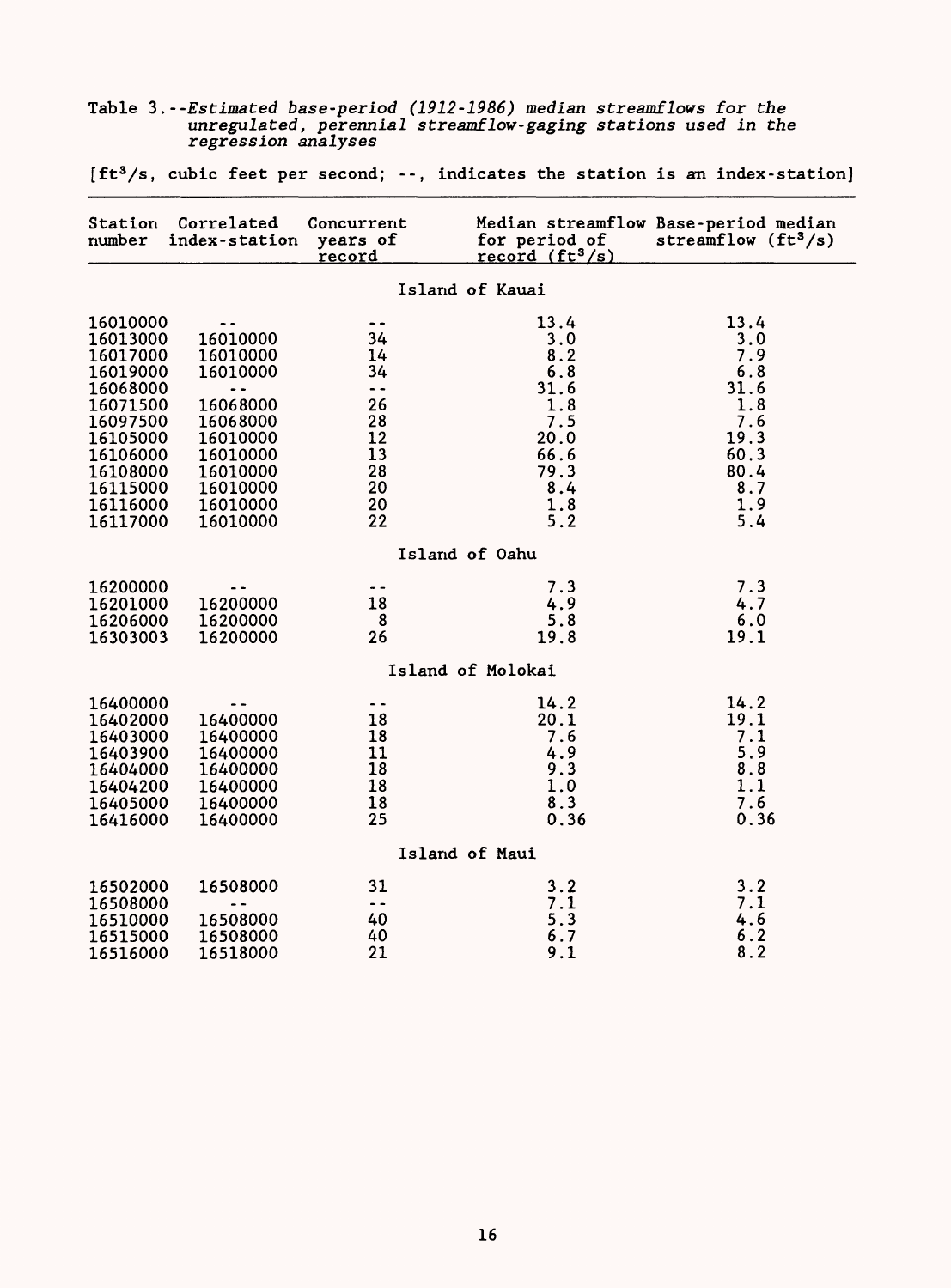Table 3.--*Estimated base-period (1912-1986) median streamflows for the unregulated, perennial streamflow-gaging stations used in the regression analyses*

[$ft^3/s$, cubic feet per second; --, indicates the station is an index-station]

| Station number | Correlated index-station | Concurrent years of record | Median streamflow for period of record ($ft^3/s$) | Base-period median streamflow ($ft^3/s$) |
|---|---|---|---|---|
| **Island of Kauai** | | | | |
| 16010000 | -- | -- | 13.4 | 13.4 |
| 16013000 | 16010000 | 34 | 3.0 | 3.0 |
| 16017000 | 16010000 | 14 | 8.2 | 7.9 |
| 16019000 | 16010000 | 34 | 6.8 | 6.8 |
| 16068000 | -- | -- | 31.6 | 31.6 |
| 16071500 | 16068000 | 26 | 1.8 | 1.8 |
| 16097500 | 16068000 | 28 | 7.5 | 7.6 |
| 16105000 | 16010000 | 12 | 20.0 | 19.3 |
| 16106000 | 16010000 | 13 | 66.6 | 60.3 |
| 16108000 | 16010000 | 28 | 79.3 | 80.4 |
| 16115000 | 16010000 | 20 | 8.4 | 8.7 |
| 16116000 | 16010000 | 20 | 1.8 | 1.9 |
| 16117000 | 16010000 | 22 | 5.2 | 5.4 |
| **Island of Oahu** | | | | |
| 16200000 | -- | -- | 7.3 | 7.3 |
| 16201000 | 16200000 | 18 | 4.9 | 4.7 |
| 16206000 | 16200000 | 8 | 5.8 | 6.0 |
| 16303003 | 16200000 | 26 | 19.8 | 19.1 |
| **Island of Molokai** | | | | |
| 16400000 | -- | -- | 14.2 | 14.2 |
| 16402000 | 16400000 | 18 | 20.1 | 19.1 |
| 16403000 | 16400000 | 18 | 7.6 | 7.1 |
| 16403900 | 16400000 | 11 | 4.9 | 5.9 |
| 16404000 | 16400000 | 18 | 9.3 | 8.8 |
| 16404200 | 16400000 | 18 | 1.0 | 1.1 |
| 16405000 | 16400000 | 18 | 8.3 | 7.6 |
| 16416000 | 16400000 | 25 | 0.36 | 0.36 |
| **Island of Maui** | | | | |
| 16502000 | 16508000 | 31 | 3.2 | 3.2 |
| 16508000 | -- | -- | 7.1 | 7.1 |
| 16510000 | 16508000 | 40 | 5.3 | 4.6 |
| 16515000 | 16508000 | 40 | 6.7 | 6.2 |
| 16516000 | 16518000 | 21 | 9.1 | 8.2 |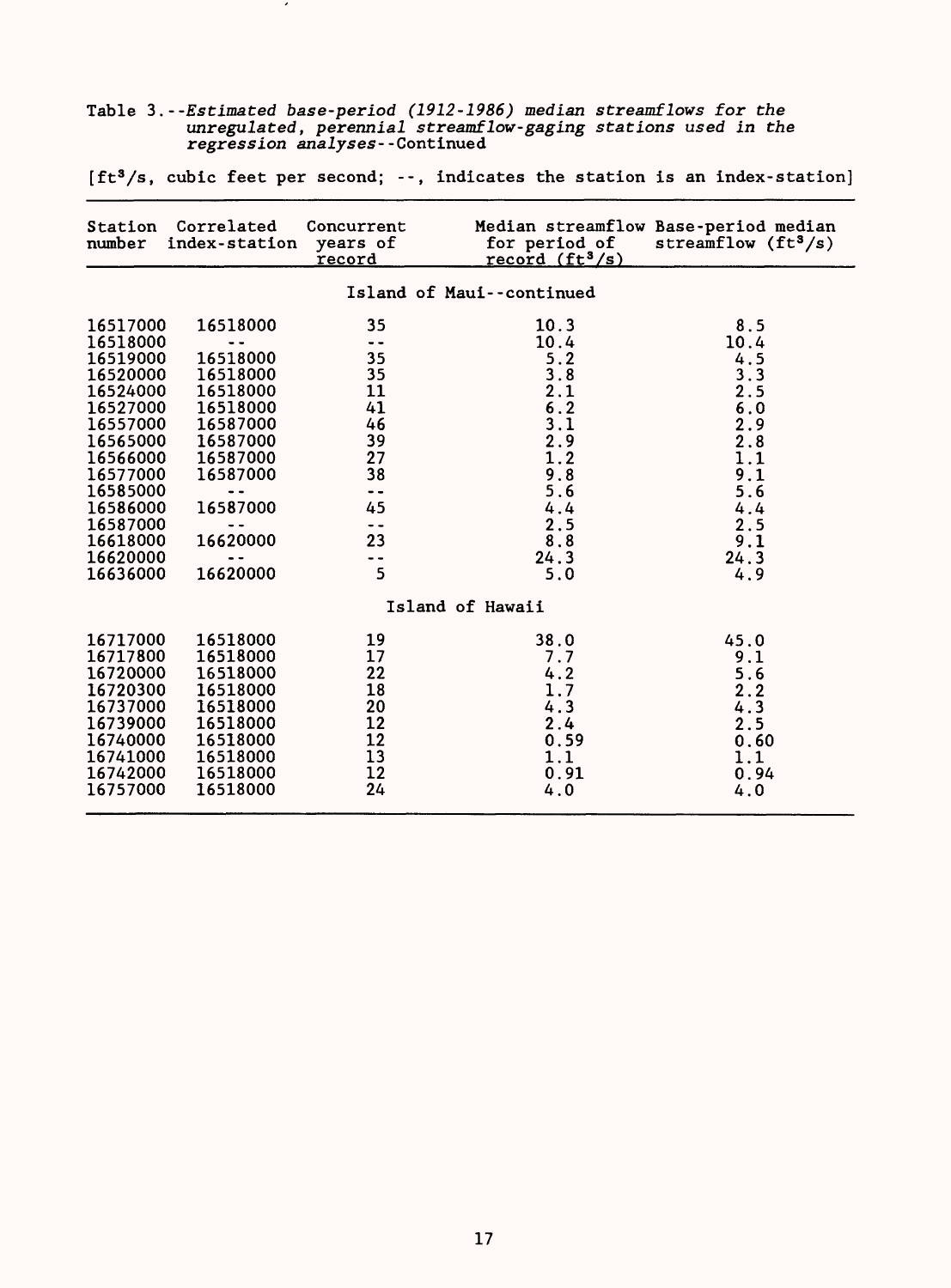Table 3.--*Estimated base-period (1912-1986) median streamflows for the unregulated, perennial streamflow-gaging stations used in the regression analyses*--Continued

[$ft^3/s$, cubic feet per second; --, indicates the station is an index-station]

| Station number | Correlated index-station | Concurrent years of record | Median streamflow for period of record ($ft^3/s$) | Base-period median streamflow ($ft^3/s$) |
|---|---|---|---|---|
| | | Island of Maui--continued | | |
| 16517000 | 16518000 | 35 | 10.3 | 8.5 |
| 16518000 | -- | -- | 10.4 | 10.4 |
| 16519000 | 16518000 | 35 | 5.2 | 4.5 |
| 16520000 | 16518000 | 35 | 3.8 | 3.3 |
| 16524000 | 16518000 | 11 | 2.1 | 2.5 |
| 16527000 | 16518000 | 41 | 6.2 | 6.0 |
| 16557000 | 16587000 | 46 | 3.1 | 2.9 |
| 16565000 | 16587000 | 39 | 2.9 | 2.8 |
| 16566000 | 16587000 | 27 | 1.2 | 1.1 |
| 16577000 | 16587000 | 38 | 9.8 | 9.1 |
| 16585000 | -- | -- | 5.6 | 5.6 |
| 16586000 | 16587000 | 45 | 4.4 | 4.4 |
| 16587000 | -- | -- | 2.5 | 2.5 |
| 16618000 | 16620000 | 23 | 8.8 | 9.1 |
| 16620000 | -- | -- | 24.3 | 24.3 |
| 16636000 | 16620000 | 5 | 5.0 | 4.9 |
| | | Island of Hawaii | | |
| 16717000 | 16518000 | 19 | 38.0 | 45.0 |
| 16717800 | 16518000 | 17 | 7.7 | 9.1 |
| 16720000 | 16518000 | 22 | 4.2 | 5.6 |
| 16720300 | 16518000 | 18 | 1.7 | 2.2 |
| 16737000 | 16518000 | 20 | 4.3 | 4.3 |
| 16739000 | 16518000 | 12 | 2.4 | 2.5 |
| 16740000 | 16518000 | 12 | 0.59 | 0.60 |
| 16741000 | 16518000 | 13 | 1.1 | 1.1 |
| 16742000 | 16518000 | 12 | 0.91 | 0.94 |
| 16757000 | 16518000 | 24 | 4.0 | 4.0 |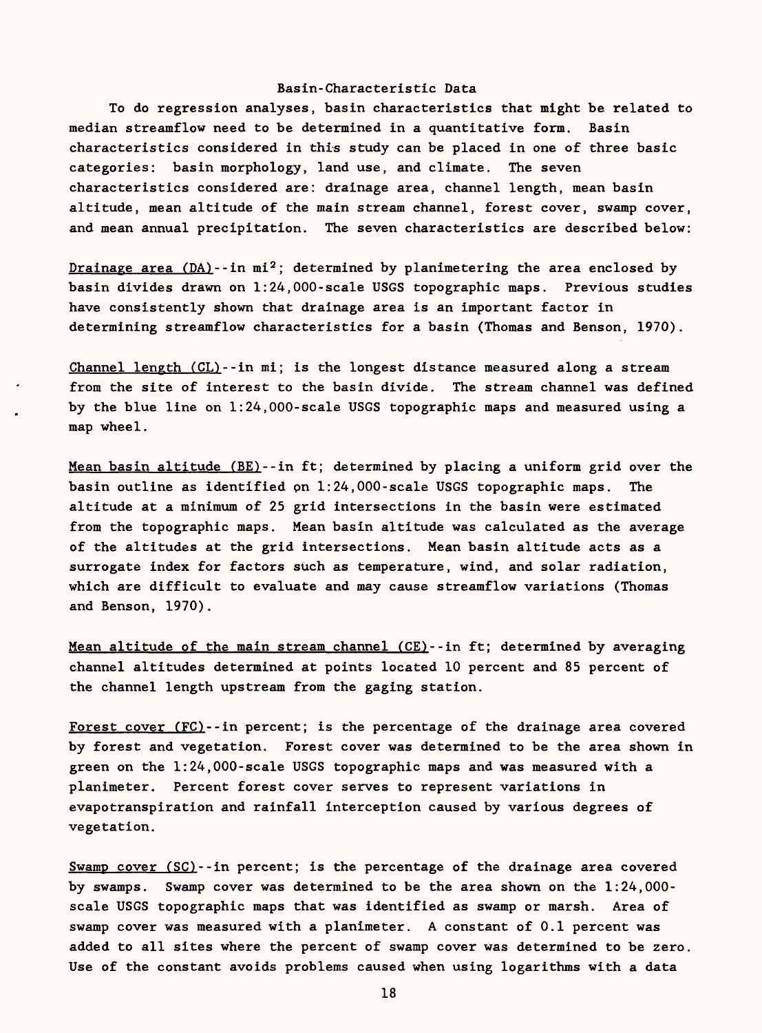## Basin-Characteristic Data

To do regression analyses, basin characteristics that might be related to median streamflow need to be determined in a quantitative form. Basin characteristics considered in this study can be placed in one of three basic categories: basin morphology, land use, and climate. The seven characteristics considered are: drainage area, channel length, mean basin altitude, mean altitude of the main stream channel, forest cover, swamp cover, and mean annual precipitation. The seven characteristics are described below:

Drainage area (DA)--in $mi^2$; determined by planimetering the area enclosed by basin divides drawn on 1:24,000-scale USGS topographic maps. Previous studies have consistently shown that drainage area is an important factor in determining streamflow characteristics for a basin (Thomas and Benson, 1970).

Channel length (CL)--in mi; is the longest distance measured along a stream from the site of interest to the basin divide. The stream channel was defined by the blue line on 1:24,000-scale USGS topographic maps and measured using a map wheel.

Mean basin altitude (BE)--in ft; determined by placing a uniform grid over the basin outline as identified on 1:24,000-scale USGS topographic maps. The altitude at a minimum of 25 grid intersections in the basin were estimated from the topographic maps. Mean basin altitude was calculated as the average of the altitudes at the grid intersections. Mean basin altitude acts as a surrogate index for factors such as temperature, wind, and solar radiation, which are difficult to evaluate and may cause streamflow variations (Thomas and Benson, 1970).

Mean altitude of the main stream channel (CE)--in ft; determined by averaging channel altitudes determined at points located 10 percent and 85 percent of the channel length upstream from the gaging station.

Forest cover (FC)--in percent; is the percentage of the drainage area covered by forest and vegetation. Forest cover was determined to be the area shown in green on the 1:24,000-scale USGS topographic maps and was measured with a planimeter. Percent forest cover serves to represent variations in evapotranspiration and rainfall interception caused by various degrees of vegetation.

Swamp cover (SC)--in percent; is the percentage of the drainage area covered by swamps. Swamp cover was determined to be the area shown on the 1:24,000-scale USGS topographic maps that was identified as swamp or marsh. Area of swamp cover was measured with a planimeter. A constant of 0.1 percent was added to all sites where the percent of swamp cover was determined to be zero. Use of the constant avoids problems caused when using logarithms with a data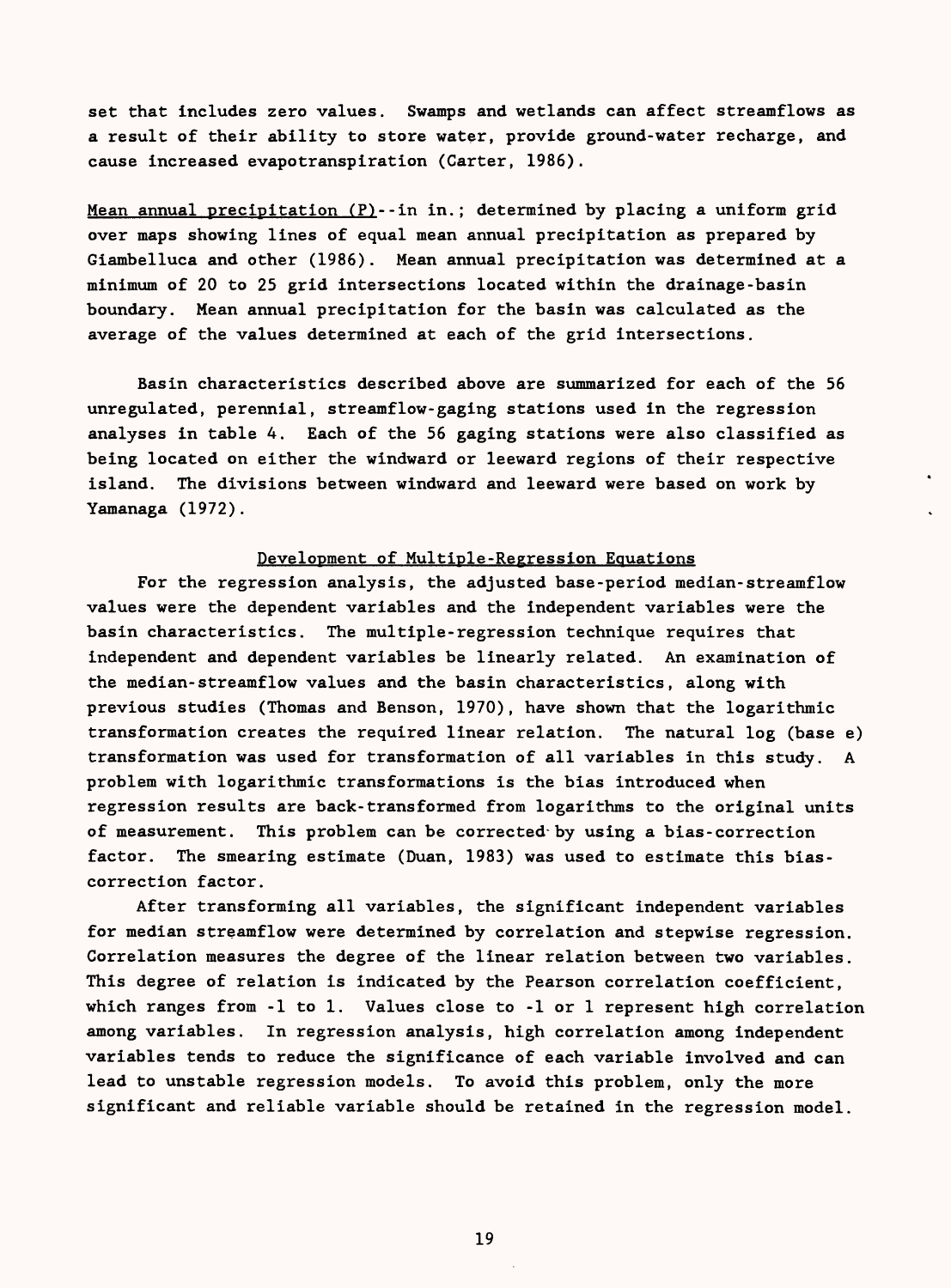set that includes zero values. Swamps and wetlands can affect streamflows as a result of their ability to store water, provide ground-water recharge, and cause increased evapotranspiration (Carter, 1986).

Mean annual precipitation (P)--in in.; determined by placing a uniform grid over maps showing lines of equal mean annual precipitation as prepared by Giambelluca and other (1986). Mean annual precipitation was determined at a minimum of 20 to 25 grid intersections located within the drainage-basin boundary. Mean annual precipitation for the basin was calculated as the average of the values determined at each of the grid intersections.

Basin characteristics described above are summarized for each of the 56 unregulated, perennial, streamflow-gaging stations used in the regression analyses in table 4. Each of the 56 gaging stations were also classified as being located on either the windward or leeward regions of their respective island. The divisions between windward and leeward were based on work by Yamanaga (1972).

## Development of Multiple-Regression Equations

For the regression analysis, the adjusted base-period median-streamflow values were the dependent variables and the independent variables were the basin characteristics. The multiple-regression technique requires that independent and dependent variables be linearly related. An examination of the median-streamflow values and the basin characteristics, along with previous studies (Thomas and Benson, 1970), have shown that the logarithmic transformation creates the required linear relation. The natural log (base e) transformation was used for transformation of all variables in this study. A problem with logarithmic transformations is the bias introduced when regression results are back-transformed from logarithms to the original units of measurement. This problem can be corrected by using a bias-correction factor. The smearing estimate (Duan, 1983) was used to estimate this bias-correction factor.

After transforming all variables, the significant independent variables for median streamflow were determined by correlation and stepwise regression. Correlation measures the degree of the linear relation between two variables. This degree of relation is indicated by the Pearson correlation coefficient, which ranges from -1 to 1. Values close to -1 or 1 represent high correlation among variables. In regression analysis, high correlation among independent variables tends to reduce the significance of each variable involved and can lead to unstable regression models. To avoid this problem, only the more significant and reliable variable should be retained in the regression model.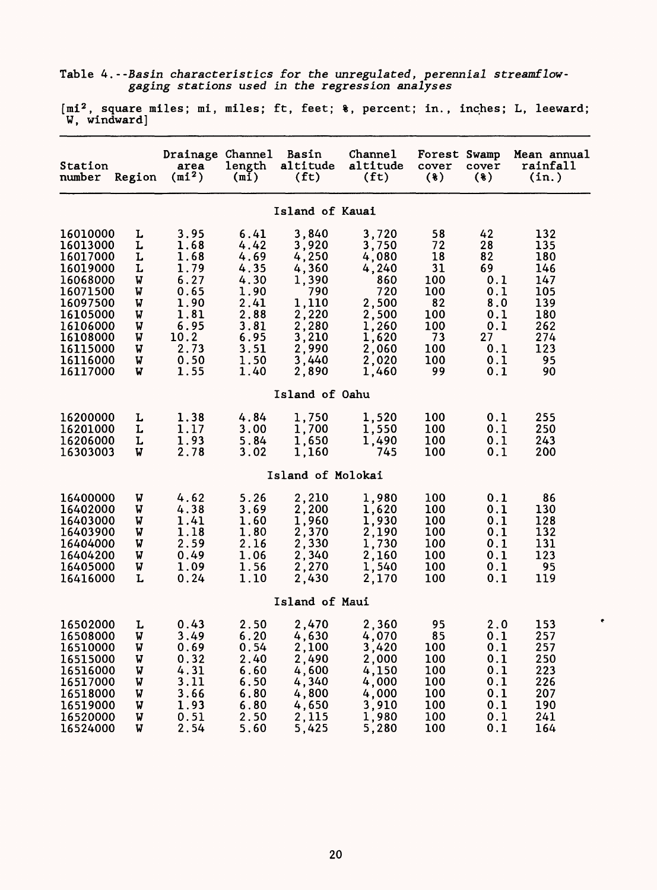Table 4.--*Basin characteristics for the unregulated, perennial streamflow-gaging stations used in the regression analyses*

[mi², square miles; mi, miles; ft, feet; %, percent; in., inches; L, leeward; W, windward]

| Station number | Region | Drainage area (mi²) | Channel length (mi) | Basin altitude (ft) | Channel altitude (ft) | Forest cover (%) | Swamp cover (%) | Mean annual rainfall (in.) |
|---|---|---|---|---|---|---|---|---|
| **Island of Kauai** | | | | | | | | |
| 16010000 | L | 3.95 | 6.41 | 3,840 | 3,720 | 58 | 42 | 132 |
| 16013000 | L | 1.68 | 4.42 | 3,920 | 3,750 | 72 | 28 | 135 |
| 16017000 | L | 1.68 | 4.69 | 4,250 | 4,080 | 18 | 82 | 180 |
| 16019000 | L | 1.79 | 4.35 | 4,360 | 4,240 | 31 | 69 | 146 |
| 16068000 | W | 6.27 | 4.30 | 1,390 | 860 | 100 | 0.1 | 147 |
| 16071500 | W | 0.65 | 1.90 | 790 | 720 | 100 | 0.1 | 105 |
| 16097500 | W | 1.90 | 2.41 | 1,110 | 2,500 | 82 | 8.0 | 139 |
| 16105000 | W | 1.81 | 2.88 | 2,220 | 2,500 | 100 | 0.1 | 180 |
| 16106000 | W | 6.95 | 3.81 | 2,280 | 1,260 | 100 | 0.1 | 262 |
| 16108000 | W | 10.2 | 6.95 | 3,210 | 1,620 | 73 | 27 | 274 |
| 16115000 | W | 2.73 | 3.51 | 2,990 | 2,060 | 100 | 0.1 | 123 |
| 16116000 | W | 0.50 | 1.50 | 3,440 | 2,020 | 100 | 0.1 | 95 |
| 16117000 | W | 1.55 | 1.40 | 2,890 | 1,460 | 99 | 0.1 | 90 |
| **Island of Oahu** | | | | | | | | |
| 16200000 | L | 1.38 | 4.84 | 1,750 | 1,520 | 100 | 0.1 | 255 |
| 16201000 | L | 1.17 | 3.00 | 1,700 | 1,550 | 100 | 0.1 | 250 |
| 16206000 | L | 1.93 | 5.84 | 1,650 | 1,490 | 100 | 0.1 | 243 |
| 16303003 | W | 2.78 | 3.02 | 1,160 | 745 | 100 | 0.1 | 200 |
| **Island of Molokai** | | | | | | | | |
| 16400000 | W | 4.62 | 5.26 | 2,210 | 1,980 | 100 | 0.1 | 86 |
| 16402000 | W | 4.38 | 3.69 | 2,200 | 1,620 | 100 | 0.1 | 130 |
| 16403000 | W | 1.41 | 1.60 | 1,960 | 1,930 | 100 | 0.1 | 128 |
| 16403900 | W | 1.18 | 1.80 | 2,370 | 2,190 | 100 | 0.1 | 132 |
| 16404000 | W | 2.59 | 2.16 | 2,330 | 1,730 | 100 | 0.1 | 131 |
| 16404200 | W | 0.49 | 1.06 | 2,340 | 2,160 | 100 | 0.1 | 123 |
| 16405000 | W | 1.09 | 1.56 | 2,270 | 1,540 | 100 | 0.1 | 95 |
| 16416000 | L | 0.24 | 1.10 | 2,430 | 2,170 | 100 | 0.1 | 119 |
| **Island of Maui** | | | | | | | | |
| 16502000 | L | 0.43 | 2.50 | 2,470 | 2,360 | 95 | 2.0 | 153 |
| 16508000 | W | 3.49 | 6.20 | 4,630 | 4,070 | 85 | 0.1 | 257 |
| 16510000 | W | 0.69 | 0.54 | 2,100 | 3,420 | 100 | 0.1 | 257 |
| 16515000 | W | 0.32 | 2.40 | 2,490 | 2,000 | 100 | 0.1 | 250 |
| 16516000 | W | 4.31 | 6.60 | 4,600 | 4,150 | 100 | 0.1 | 223 |
| 16517000 | W | 3.11 | 6.50 | 4,340 | 4,000 | 100 | 0.1 | 226 |
| 16518000 | W | 3.66 | 6.80 | 4,800 | 4,000 | 100 | 0.1 | 207 |
| 16519000 | W | 1.93 | 6.80 | 4,650 | 3,910 | 100 | 0.1 | 190 |
| 16520000 | W | 0.51 | 2.50 | 2,115 | 1,980 | 100 | 0.1 | 241 |
| 16524000 | W | 2.54 | 5.60 | 5,425 | 5,280 | 100 | 0.1 | 164 |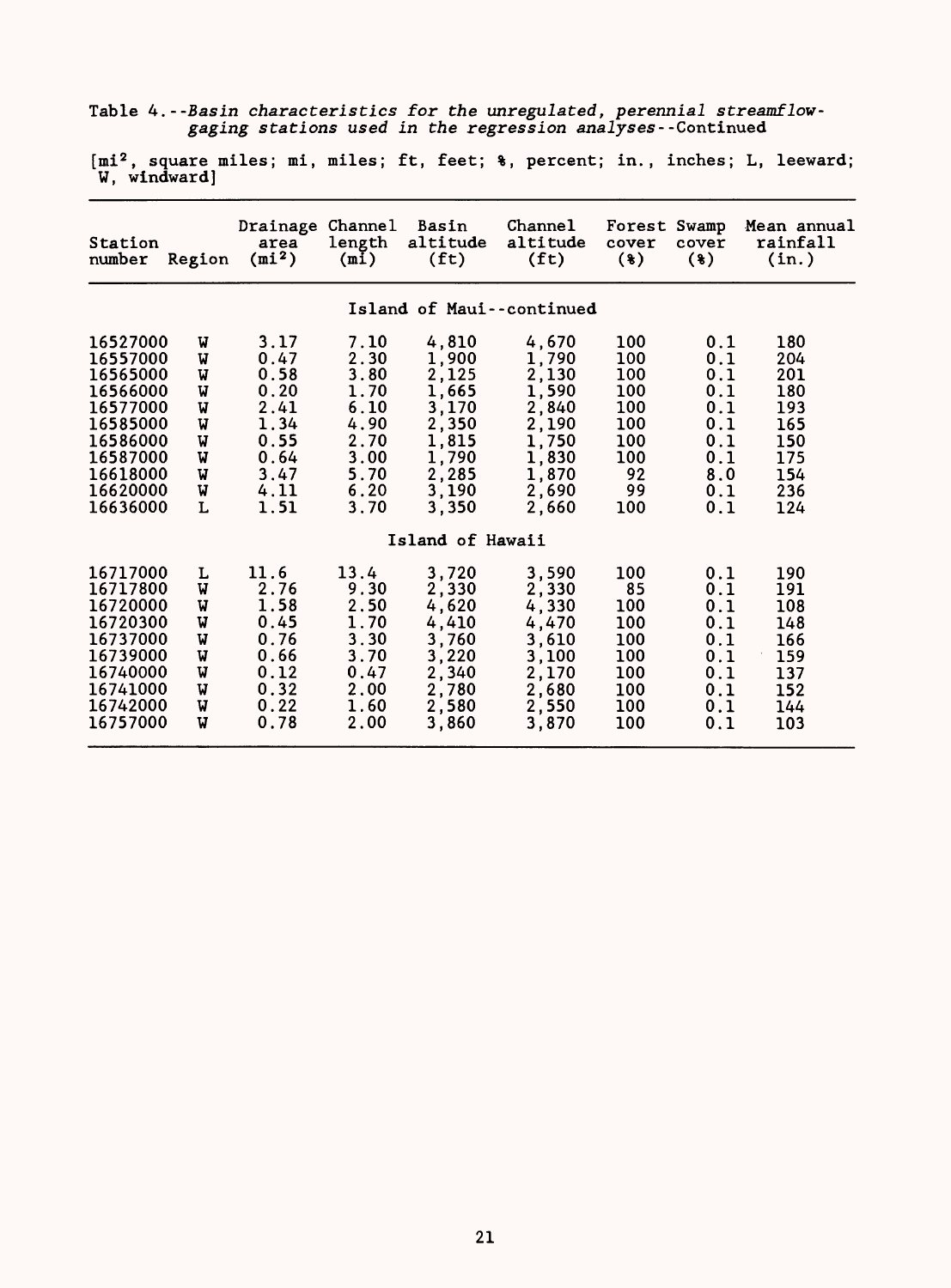Table 4.--*Basin characteristics for the unregulated, perennial streamflow-gaging stations used in the regression analyses*--Continued

[$mi^2$, square miles; mi, miles; ft, feet; %, percent; in., inches; L, leeward; W, windward]

| Station number | Region | Drainage area ($mi^2$) | Channel length (mi) | Basin altitude (ft) | Channel altitude (ft) | Forest cover (%) | Swamp cover (%) | Mean annual rainfall (in.) |
|---|---|---|---|---|---|---|---|---|
| | | | | **Island of Maui--continued** | | | | |
| 16527000 | W | 3.17 | 7.10 | 4,810 | 4,670 | 100 | 0.1 | 180 |
| 16557000 | W | 0.47 | 2.30 | 1,900 | 1,790 | 100 | 0.1 | 204 |
| 16565000 | W | 0.58 | 3.80 | 2,125 | 2,130 | 100 | 0.1 | 201 |
| 16566000 | W | 0.20 | 1.70 | 1,665 | 1,590 | 100 | 0.1 | 180 |
| 16577000 | W | 2.41 | 6.10 | 3,170 | 2,840 | 100 | 0.1 | 193 |
| 16585000 | W | 1.34 | 4.90 | 2,350 | 2,190 | 100 | 0.1 | 165 |
| 16586000 | W | 0.55 | 2.70 | 1,815 | 1,750 | 100 | 0.1 | 150 |
| 16587000 | W | 0.64 | 3.00 | 1,790 | 1,830 | 100 | 0.1 | 175 |
| 16618000 | W | 3.47 | 5.70 | 2,285 | 1,870 | 92 | 8.0 | 154 |
| 16620000 | W | 4.11 | 6.20 | 3,190 | 2,690 | 99 | 0.1 | 236 |
| 16636000 | L | 1.51 | 3.70 | 3,350 | 2,660 | 100 | 0.1 | 124 |
| | | | | **Island of Hawaii** | | | | |
| 16717000 | L | 11.6 | 13.4 | 3,720 | 3,590 | 100 | 0.1 | 190 |
| 16717800 | W | 2.76 | 9.30 | 2,330 | 2,330 | 85 | 0.1 | 191 |
| 16720000 | W | 1.58 | 2.50 | 4,620 | 4,330 | 100 | 0.1 | 108 |
| 16720300 | W | 0.45 | 1.70 | 4,410 | 4,470 | 100 | 0.1 | 148 |
| 16737000 | W | 0.76 | 3.30 | 3,760 | 3,610 | 100 | 0.1 | 166 |
| 16739000 | W | 0.66 | 3.70 | 3,220 | 3,100 | 100 | 0.1 | 159 |
| 16740000 | W | 0.12 | 0.47 | 2,340 | 2,170 | 100 | 0.1 | 137 |
| 16741000 | W | 0.32 | 2.00 | 2,780 | 2,680 | 100 | 0.1 | 152 |
| 16742000 | W | 0.22 | 1.60 | 2,580 | 2,550 | 100 | 0.1 | 144 |
| 16757000 | W | 0.78 | 2.00 | 3,860 | 3,870 | 100 | 0.1 | 103 |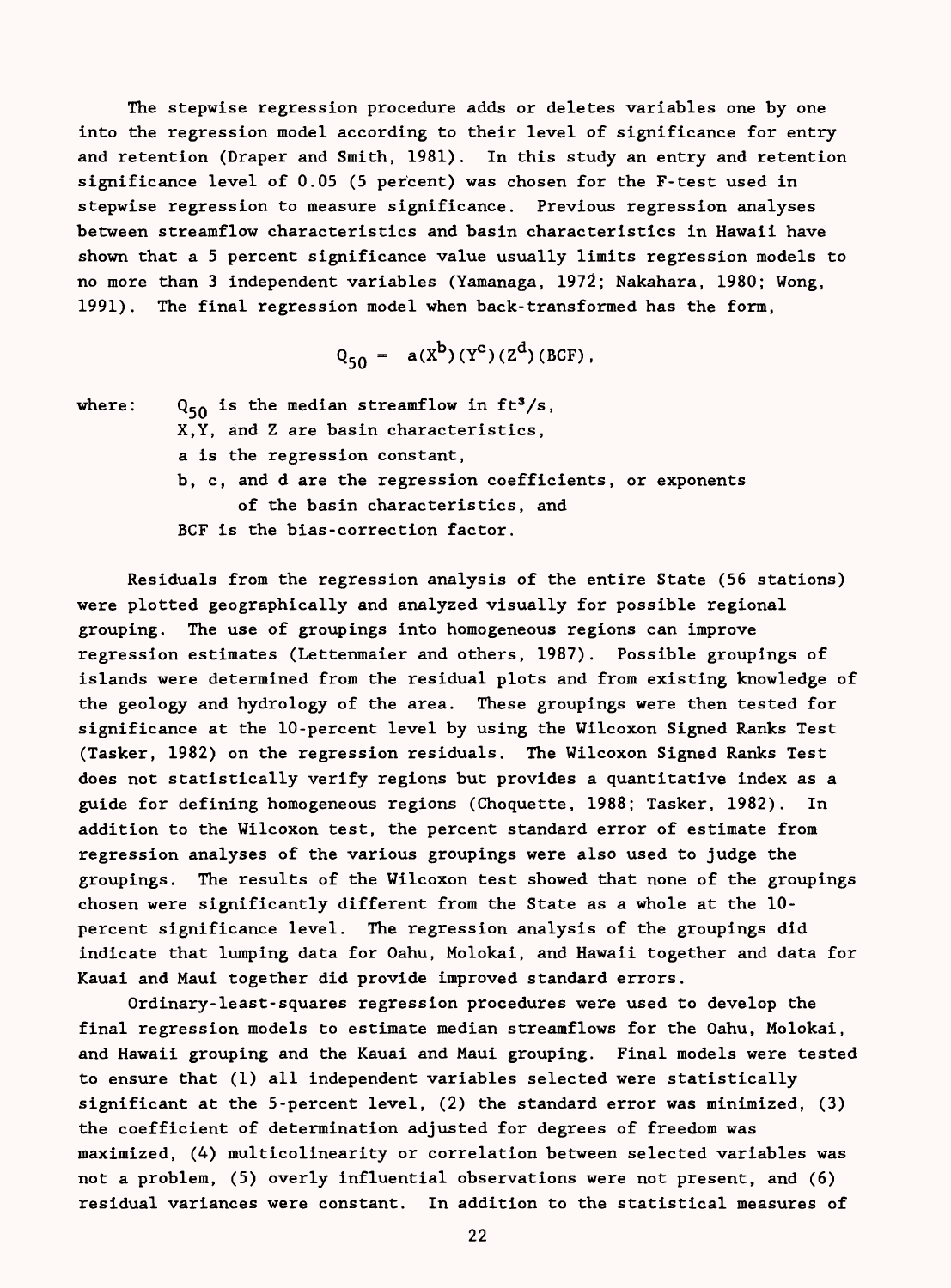The stepwise regression procedure adds or deletes variables one by one into the regression model according to their level of significance for entry and retention (Draper and Smith, 1981). In this study an entry and retention significance level of 0.05 (5 percent) was chosen for the F-test used in stepwise regression to measure significance. Previous regression analyses between streamflow characteristics and basin characteristics in Hawaii have shown that a 5 percent significance value usually limits regression models to no more than 3 independent variables (Yamanaga, 1972; Nakahara, 1980; Wong, 1991). The final regression model when back-transformed has the form,

$$Q_{50} = a(X^{b})(Y^{c})(Z^{d})(BCF),$$

where: $Q_{50}$ is the median streamflow in $ft^3/s$,
X, Y, and Z are basin characteristics,
a is the regression constant,
b, c, and d are the regression coefficients, or exponents of the basin characteristics, and
BCF is the bias-correction factor.

Residuals from the regression analysis of the entire State (56 stations) were plotted geographically and analyzed visually for possible regional grouping. The use of groupings into homogeneous regions can improve regression estimates (Lettenmaier and others, 1987). Possible groupings of islands were determined from the residual plots and from existing knowledge of the geology and hydrology of the area. These groupings were then tested for significance at the 10-percent level by using the Wilcoxon Signed Ranks Test (Tasker, 1982) on the regression residuals. The Wilcoxon Signed Ranks Test does not statistically verify regions but provides a quantitative index as a guide for defining homogeneous regions (Choquette, 1988; Tasker, 1982). In addition to the Wilcoxon test, the percent standard error of estimate from regression analyses of the various groupings were also used to judge the groupings. The results of the Wilcoxon test showed that none of the groupings chosen were significantly different from the State as a whole at the 10-percent significance level. The regression analysis of the groupings did indicate that lumping data for Oahu, Molokai, and Hawaii together and data for Kauai and Maui together did provide improved standard errors.

Ordinary-least-squares regression procedures were used to develop the final regression models to estimate median streamflows for the Oahu, Molokai, and Hawaii grouping and the Kauai and Maui grouping. Final models were tested to ensure that (1) all independent variables selected were statistically significant at the 5-percent level, (2) the standard error was minimized, (3) the coefficient of determination adjusted for degrees of freedom was maximized, (4) multicolinearity or correlation between selected variables was not a problem, (5) overly influential observations were not present, and (6) residual variances were constant. In addition to the statistical measures of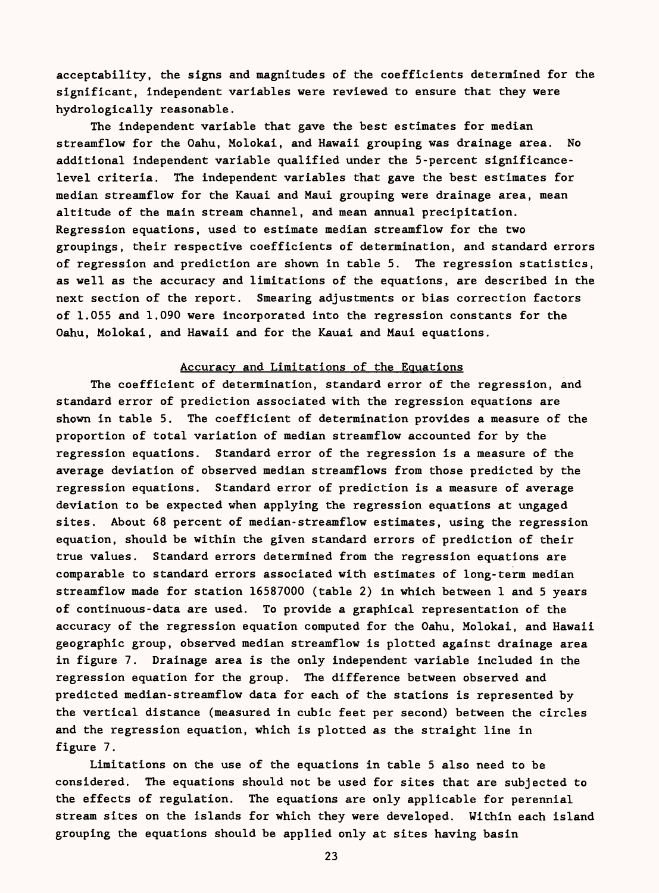acceptability, the signs and magnitudes of the coefficients determined for the significant, independent variables were reviewed to ensure that they were hydrologically reasonable.

The independent variable that gave the best estimates for median streamflow for the Oahu, Molokai, and Hawaii grouping was drainage area. No additional independent variable qualified under the 5-percent significance-level criteria. The independent variables that gave the best estimates for median streamflow for the Kauai and Maui grouping were drainage area, mean altitude of the main stream channel, and mean annual precipitation. Regression equations, used to estimate median streamflow for the two groupings, their respective coefficients of determination, and standard errors of regression and prediction are shown in table 5. The regression statistics, as well as the accuracy and limitations of the equations, are described in the next section of the report. Smearing adjustments or bias correction factors of 1.055 and 1.090 were incorporated into the regression constants for the Oahu, Molokai, and Hawaii and for the Kauai and Maui equations.

## Accuracy and Limitations of the Equations

The coefficient of determination, standard error of the regression, and standard error of prediction associated with the regression equations are shown in table 5. The coefficient of determination provides a measure of the proportion of total variation of median streamflow accounted for by the regression equations. Standard error of the regression is a measure of the average deviation of observed median streamflows from those predicted by the regression equations. Standard error of prediction is a measure of average deviation to be expected when applying the regression equations at ungaged sites. About 68 percent of median-streamflow estimates, using the regression equation, should be within the given standard errors of prediction of their true values. Standard errors determined from the regression equations are comparable to standard errors associated with estimates of long-term median streamflow made for station 16587000 (table 2) in which between 1 and 5 years of continuous-data are used. To provide a graphical representation of the accuracy of the regression equation computed for the Oahu, Molokai, and Hawaii geographic group, observed median streamflow is plotted against drainage area in figure 7. Drainage area is the only independent variable included in the regression equation for the group. The difference between observed and predicted median-streamflow data for each of the stations is represented by the vertical distance (measured in cubic feet per second) between the circles and the regression equation, which is plotted as the straight line in figure 7.

Limitations on the use of the equations in table 5 also need to be considered. The equations should not be used for sites that are subjected to the effects of regulation. The equations are only applicable for perennial stream sites on the islands for which they were developed. Within each island grouping the equations should be applied only at sites having basin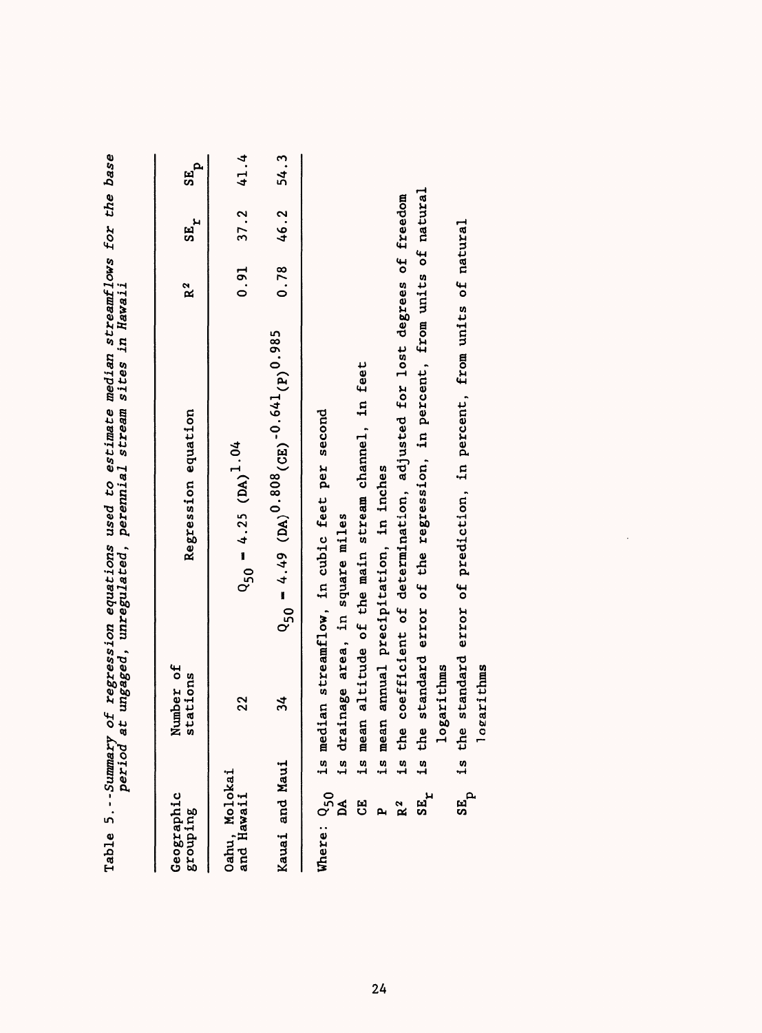Table 5.--*Summary of regression equations used to estimate median streamflows for the base period at ungaged, unregulated, perennial stream sites in Hawaii*

| Geographic grouping | Number of stations | Regression equation | $R^2$ | $SE_r$ | $SE_p$ |
|---|---|---|---|---|---|
| Oahu, Molokai and Hawaii | 22 | $Q_{50} = 4.25\ (DA)^{1.04}$ | 0.91 | 37.2 | 41.4 |
| Kauai and Maui | 34 | $Q_{50} = 4.49\ (DA)^{0.808}(CE)^{-0.641}(P)^{0.985}$ | 0.78 | 46.2 | 54.3 |

Where: $Q_{50}$ is median streamflow, in cubic feet per second
$DA$ is drainage area, in square miles
$CE$ is mean altitude of the main stream channel, in feet
$P$ is mean annual precipitation, in inches
$R^2$ is the coefficient of determination, adjusted for lost degrees of freedom
$SE_r$ is the standard error of the regression, in percent, from units of natural logarithms
$SE_p$ is the standard error of prediction, in percent, from units of natural logarithms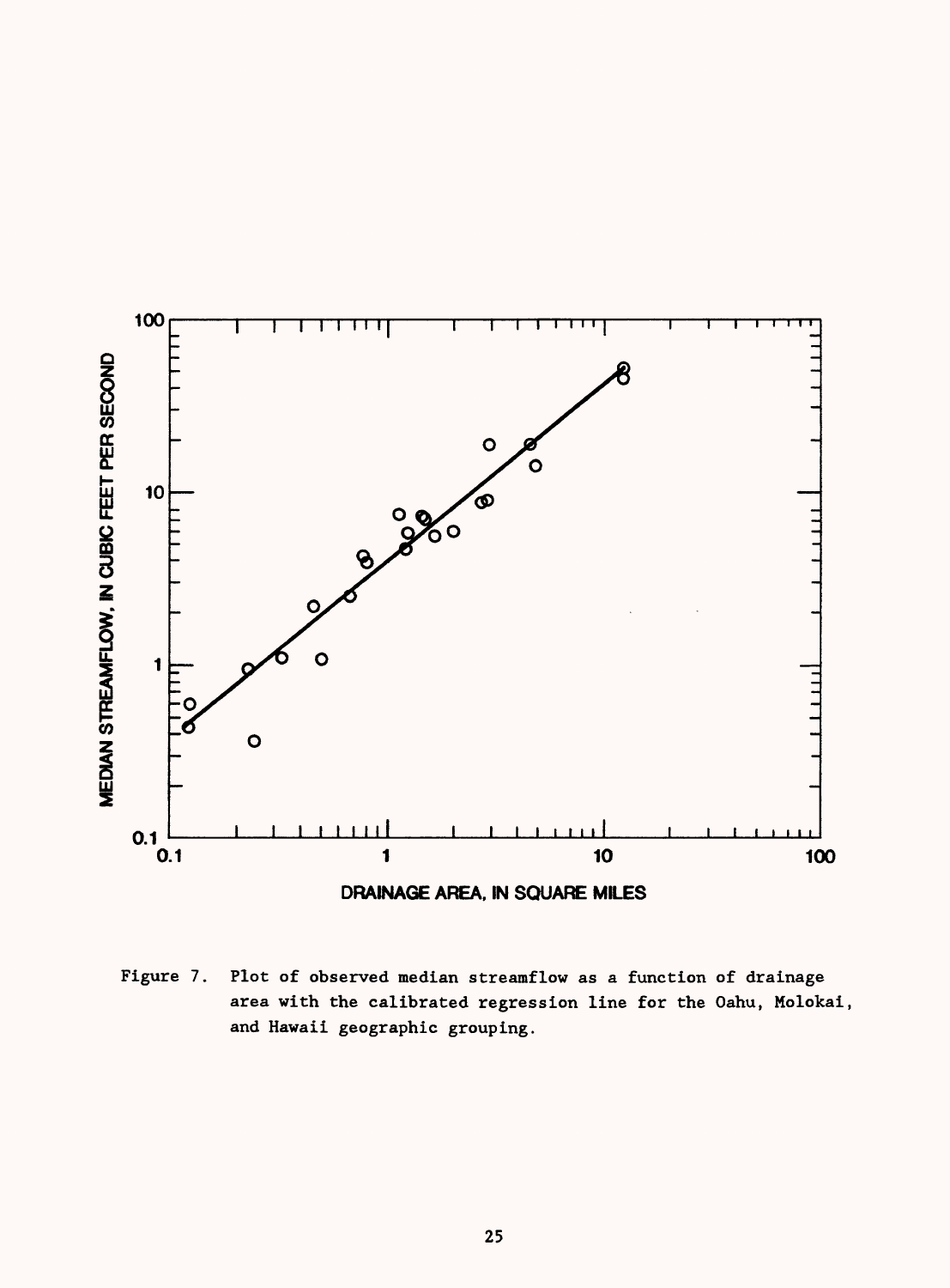Figure 7. Plot of observed median streamflow as a function of drainage area with the calibrated regression line for the Oahu, Molokai, and Hawaii geographic grouping.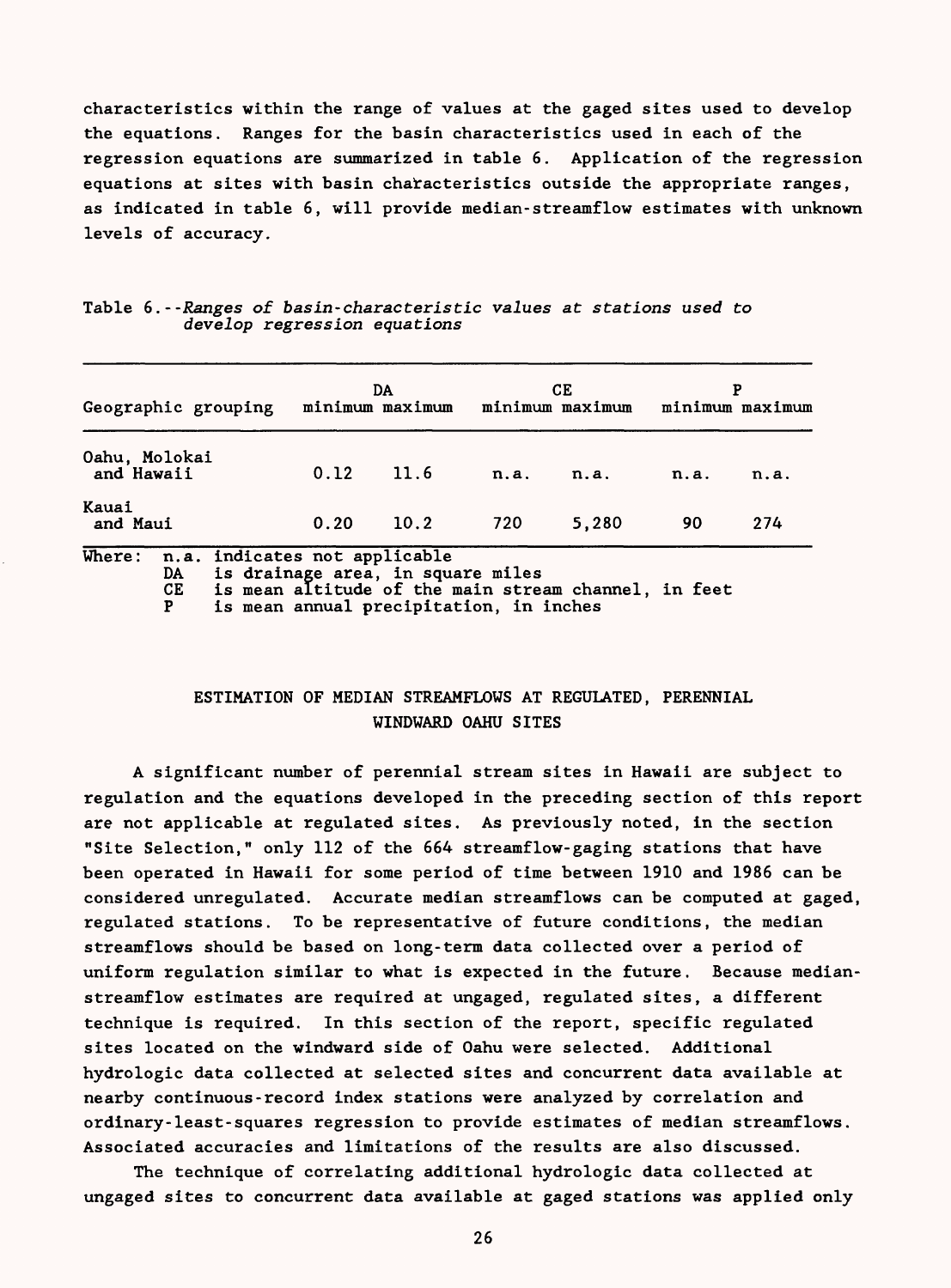characteristics within the range of values at the gaged sites used to develop the equations. Ranges for the basin characteristics used in each of the regression equations are summarized in table 6. Application of the regression equations at sites with basin characteristics outside the appropriate ranges, as indicated in table 6, will provide median-streamflow estimates with unknown levels of accuracy.

Table 6.--*Ranges of basin-characteristic values at stations used to develop regression equations*

| Geographic grouping | DA minimum | DA maximum | CE minimum | CE maximum | P minimum | P maximum |
|---|---|---|---|---|---|---|
| Oahu, Molokai and Hawaii | 0.12 | 11.6 | n.a. | n.a. | n.a. | n.a. |
| Kauai and Maui | 0.20 | 10.2 | 720 | 5,280 | 90 | 274 |

Where: n.a. indicates not applicable
DA is drainage area, in square miles
CE is mean altitude of the main stream channel, in feet
P is mean annual precipitation, in inches

## ESTIMATION OF MEDIAN STREAMFLOWS AT REGULATED, PERENNIAL WINDWARD OAHU SITES

A significant number of perennial stream sites in Hawaii are subject to regulation and the equations developed in the preceding section of this report are not applicable at regulated sites. As previously noted, in the section "Site Selection," only 112 of the 664 streamflow-gaging stations that have been operated in Hawaii for some period of time between 1910 and 1986 can be considered unregulated. Accurate median streamflows can be computed at gaged, regulated stations. To be representative of future conditions, the median streamflows should be based on long-term data collected over a period of uniform regulation similar to what is expected in the future. Because median-streamflow estimates are required at ungaged, regulated sites, a different technique is required. In this section of the report, specific regulated sites located on the windward side of Oahu were selected. Additional hydrologic data collected at selected sites and concurrent data available at nearby continuous-record index stations were analyzed by correlation and ordinary-least-squares regression to provide estimates of median streamflows. Associated accuracies and limitations of the results are also discussed.

The technique of correlating additional hydrologic data collected at ungaged sites to concurrent data available at gaged stations was applied only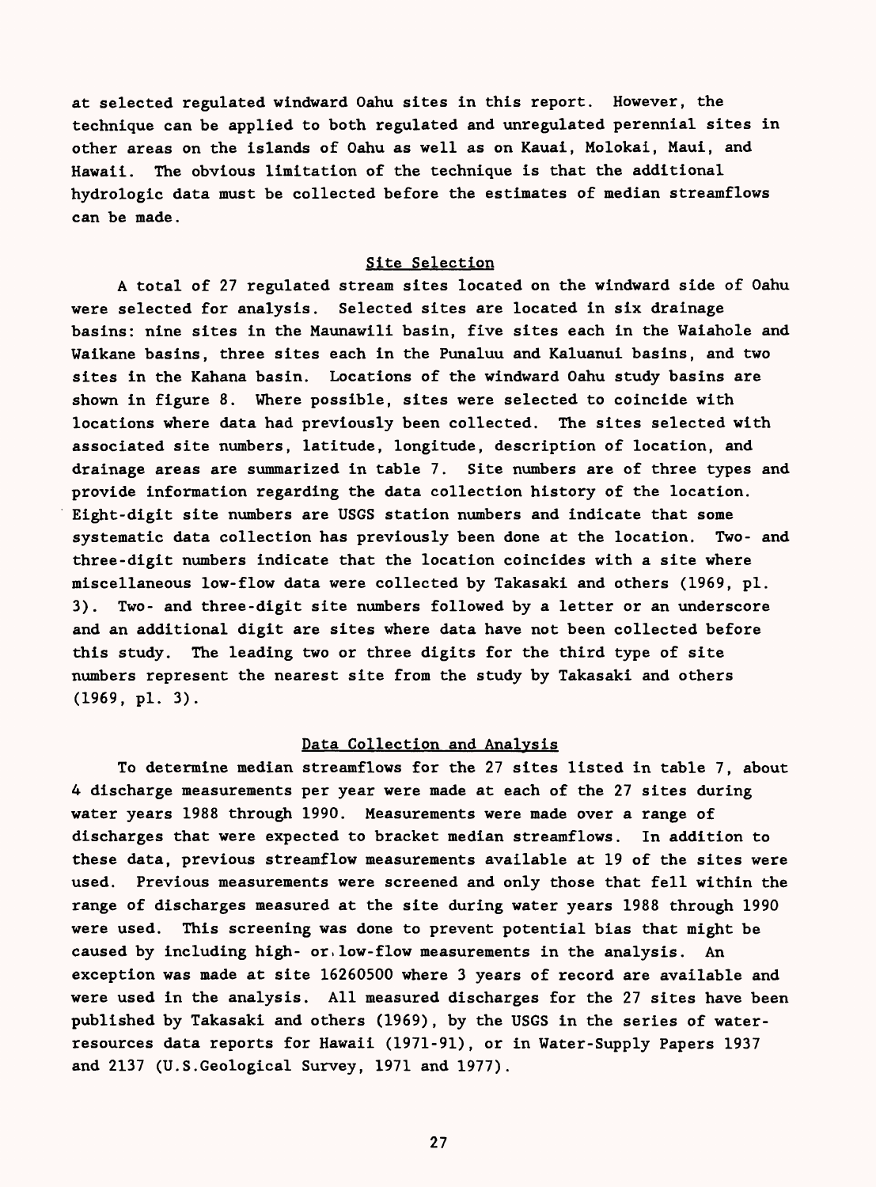at selected regulated windward Oahu sites in this report. However, the technique can be applied to both regulated and unregulated perennial sites in other areas on the islands of Oahu as well as on Kauai, Molokai, Maui, and Hawaii. The obvious limitation of the technique is that the additional hydrologic data must be collected before the estimates of median streamflows can be made.

## Site Selection

A total of 27 regulated stream sites located on the windward side of Oahu were selected for analysis. Selected sites are located in six drainage basins: nine sites in the Maunawili basin, five sites each in the Waiahole and Waikane basins, three sites each in the Punaluu and Kaluanui basins, and two sites in the Kahana basin. Locations of the windward Oahu study basins are shown in figure 8. Where possible, sites were selected to coincide with locations where data had previously been collected. The sites selected with associated site numbers, latitude, longitude, description of location, and drainage areas are summarized in table 7. Site numbers are of three types and provide information regarding the data collection history of the location. Eight-digit site numbers are USGS station numbers and indicate that some systematic data collection has previously been done at the location. Two- and three-digit numbers indicate that the location coincides with a site where miscellaneous low-flow data were collected by Takasaki and others (1969, pl. 3). Two- and three-digit site numbers followed by a letter or an underscore and an additional digit are sites where data have not been collected before this study. The leading two or three digits for the third type of site numbers represent the nearest site from the study by Takasaki and others (1969, pl. 3).

## Data Collection and Analysis

To determine median streamflows for the 27 sites listed in table 7, about 4 discharge measurements per year were made at each of the 27 sites during water years 1988 through 1990. Measurements were made over a range of discharges that were expected to bracket median streamflows. In addition to these data, previous streamflow measurements available at 19 of the sites were used. Previous measurements were screened and only those that fell within the range of discharges measured at the site during water years 1988 through 1990 were used. This screening was done to prevent potential bias that might be caused by including high- or low-flow measurements in the analysis. An exception was made at site 16260500 where 3 years of record are available and were used in the analysis. All measured discharges for the 27 sites have been published by Takasaki and others (1969), by the USGS in the series of water-resources data reports for Hawaii (1971-91), or in Water-Supply Papers 1937 and 2137 (U.S.Geological Survey, 1971 and 1977).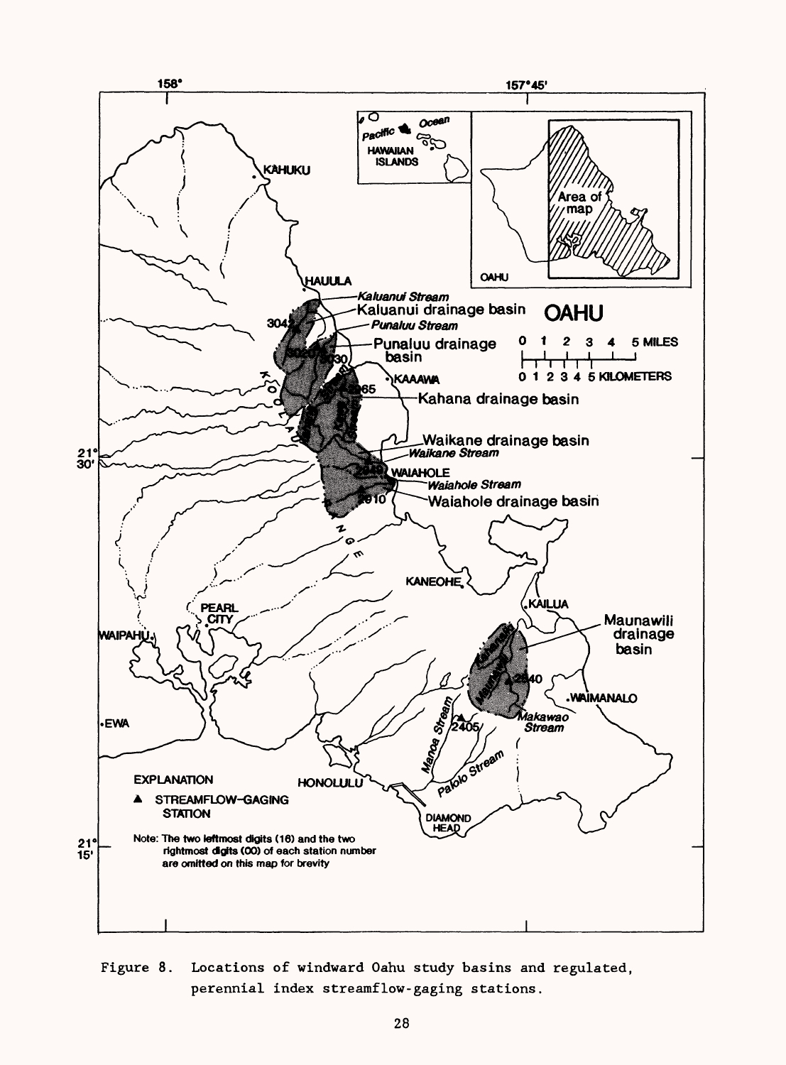Figure 8. Locations of windward Oahu study basins and regulated, perennial index streamflow-gaging stations.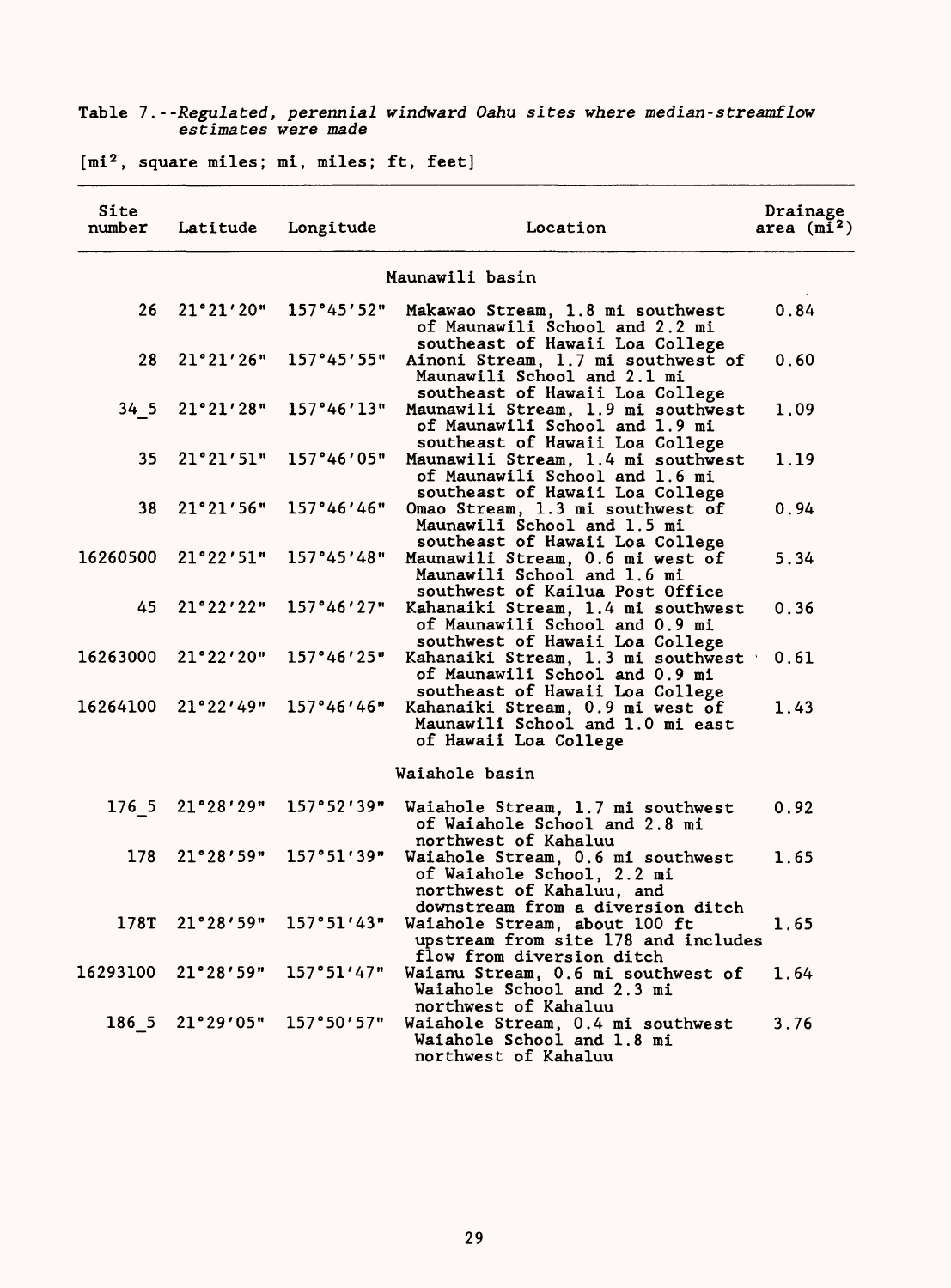Table 7.--*Regulated, perennial windward Oahu sites where median-streamflow estimates were made*

[mi², square miles; mi, miles; ft, feet]

| Site number | Latitude | Longitude | Location | Drainage area (mi²) |
|---|---|---|---|---|
| | | | Maunawili basin | |
| 26 | 21°21'20" | 157°45'52" | Makawao Stream, 1.8 mi southwest of Maunawili School and 2.2 mi southeast of Hawaii Loa College | 0.84 |
| 28 | 21°21'26" | 157°45'55" | Ainoni Stream, 1.7 mi southwest of Maunawili School and 2.1 mi southeast of Hawaii Loa College | 0.60 |
| 34_5 | 21°21'28" | 157°46'13" | Maunawili Stream, 1.9 mi southwest of Maunawili School and 1.9 mi southeast of Hawaii Loa College | 1.09 |
| 35 | 21°21'51" | 157°46'05" | Maunawili Stream, 1.4 mi southwest of Maunawili School and 1.6 mi southeast of Hawaii Loa College | 1.19 |
| 38 | 21°21'56" | 157°46'46" | Omao Stream, 1.3 mi southwest of Maunawili School and 1.5 mi southeast of Hawaii Loa College | 0.94 |
| 16260500 | 21°22'51" | 157°45'48" | Maunawili Stream, 0.6 mi west of Maunawili School and 1.6 mi southwest of Kailua Post Office | 5.34 |
| 45 | 21°22'22" | 157°46'27" | Kahanaiki Stream, 1.4 mi southwest of Maunawili School and 0.9 mi southwest of Hawaii Loa College | 0.36 |
| 16263000 | 21°22'20" | 157°46'25" | Kahanaiki Stream, 1.3 mi southwest of Maunawili School and 0.9 mi southeast of Hawaii Loa College | 0.61 |
| 16264100 | 21°22'49" | 157°46'46" | Kahanaiki Stream, 0.9 mi west of Maunawili School and 1.0 mi east of Hawaii Loa College | 1.43 |
| | | | Waiahole basin | |
| 176_5 | 21°28'29" | 157°52'39" | Waiahole Stream, 1.7 mi southwest of Waiahole School and 2.8 mi northwest of Kahaluu | 0.92 |
| 178 | 21°28'59" | 157°51'39" | Waiahole Stream, 0.6 mi southwest of Waiahole School, 2.2 mi northwest of Kahaluu, and downstream from a diversion ditch | 1.65 |
| 178T | 21°28'59" | 157°51'43" | Waiahole Stream, about 100 ft upstream from site 178 and includes flow from diversion ditch | 1.65 |
| 16293100 | 21°28'59" | 157°51'47" | Waianu Stream, 0.6 mi southwest of Waiahole School and 2.3 mi northwest of Kahaluu | 1.64 |
| 186_5 | 21°29'05" | 157°50'57" | Waiahole Stream, 0.4 mi southwest Waiahole School and 1.8 mi northwest of Kahaluu | 3.76 |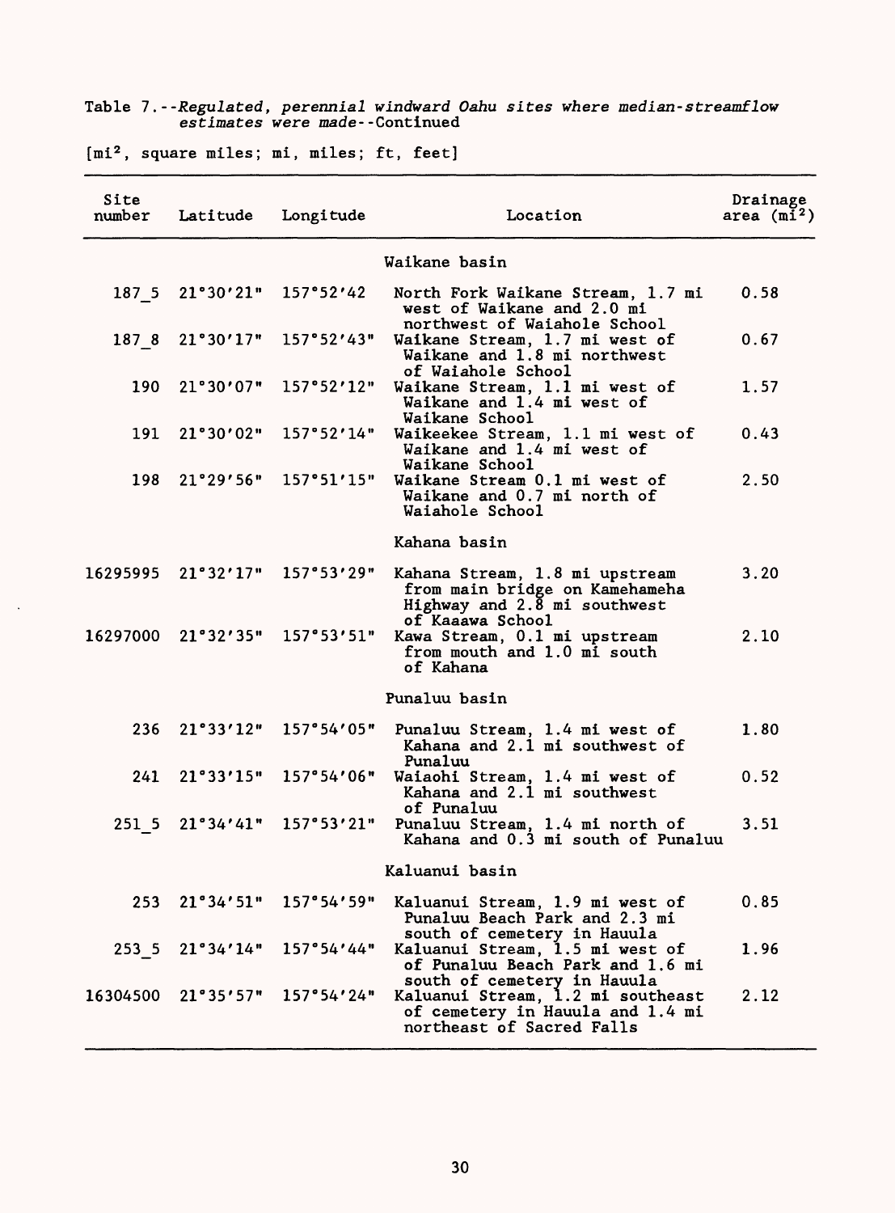Table 7.--*Regulated, perennial windward Oahu sites where median-streamflow estimates were made*--Continued

[mi², square miles; mi, miles; ft, feet]

| Site number | Latitude | Longitude | Location | Drainage area (mi²) |
|---|---|---|---|---|
| | | | Waikane basin | |
| 187_5 | 21°30'21" | 157°52'42 | North Fork Waikane Stream, 1.7 mi west of Waikane and 2.0 mi northwest of Waiahole School | 0.58 |
| 187_8 | 21°30'17" | 157°52'43" | Waikane Stream, 1.7 mi west of Waikane and 1.8 mi northwest of Waiahole School | 0.67 |
| 190 | 21°30'07" | 157°52'12" | Waikane Stream, 1.1 mi west of Waikane and 1.4 mi west of Waikane School | 1.57 |
| 191 | 21°30'02" | 157°52'14" | Waikeekee Stream, 1.1 mi west of Waikane and 1.4 mi west of Waikane School | 0.43 |
| 198 | 21°29'56" | 157°51'15" | Waikane Stream 0.1 mi west of Waikane and 0.7 mi north of Waiahole School | 2.50 |
| | | | Kahana basin | |
| 16295995 | 21°32'17" | 157°53'29" | Kahana Stream, 1.8 mi upstream from main bridge on Kamehameha Highway and 2.8 mi southwest of Kaaawa School | 3.20 |
| 16297000 | 21°32'35" | 157°53'51" | Kawa Stream, 0.1 mi upstream from mouth and 1.0 mi south of Kahana | 2.10 |
| | | | Punaluu basin | |
| 236 | 21°33'12" | 157°54'05" | Punaluu Stream, 1.4 mi west of Kahana and 2.1 mi southwest of Punaluu | 1.80 |
| 241 | 21°33'15" | 157°54'06" | Waiaohi Stream, 1.4 mi west of Kahana and 2.1 mi southwest of Punaluu | 0.52 |
| 251_5 | 21°34'41" | 157°53'21" | Punaluu Stream, 1.4 mi north of Kahana and 0.3 mi south of Punaluu | 3.51 |
| | | | Kaluanui basin | |
| 253 | 21°34'51" | 157°54'59" | Kaluanui Stream, 1.9 mi west of Punaluu Beach Park and 2.3 mi south of cemetery in Hauula | 0.85 |
| 253_5 | 21°34'14" | 157°54'44" | Kaluanui Stream, 1.5 mi west of of Punaluu Beach Park and 1.6 mi south of cemetery in Hauula | 1.96 |
| 16304500 | 21°35'57" | 157°54'24" | Kaluanui Stream, 1.2 mi southeast of cemetery in Hauula and 1.4 mi northeast of Sacred Falls | 2.12 |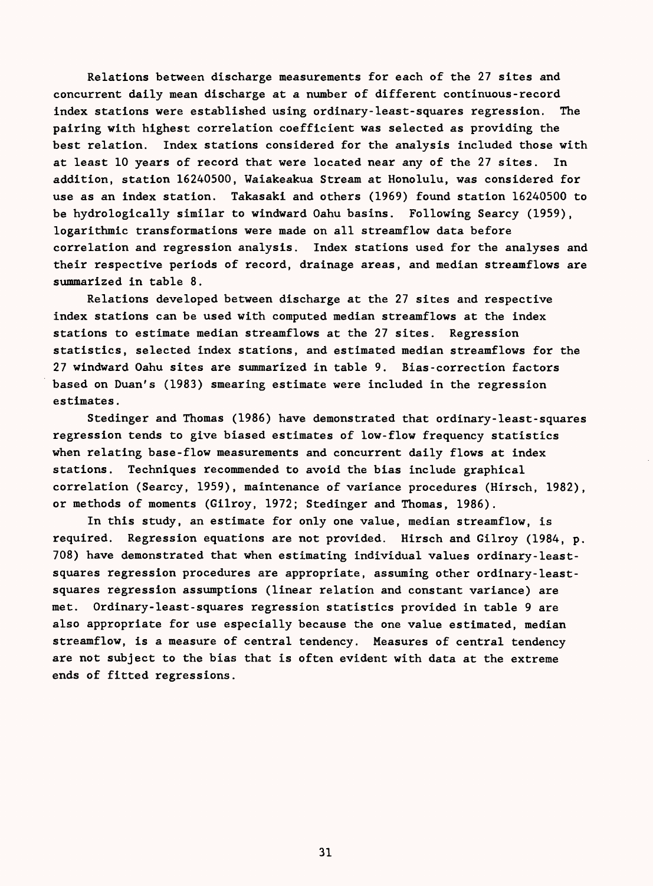Relations between discharge measurements for each of the 27 sites and concurrent daily mean discharge at a number of different continuous-record index stations were established using ordinary-least-squares regression. The pairing with highest correlation coefficient was selected as providing the best relation. Index stations considered for the analysis included those with at least 10 years of record that were located near any of the 27 sites. In addition, station 16240500, Waiakeakua Stream at Honolulu, was considered for use as an index station. Takasaki and others (1969) found station 16240500 to be hydrologically similar to windward Oahu basins. Following Searcy (1959), logarithmic transformations were made on all streamflow data before correlation and regression analysis. Index stations used for the analyses and their respective periods of record, drainage areas, and median streamflows are summarized in table 8.

Relations developed between discharge at the 27 sites and respective index stations can be used with computed median streamflows at the index stations to estimate median streamflows at the 27 sites. Regression statistics, selected index stations, and estimated median streamflows for the 27 windward Oahu sites are summarized in table 9. Bias-correction factors based on Duan's (1983) smearing estimate were included in the regression estimates.

Stedinger and Thomas (1986) have demonstrated that ordinary-least-squares regression tends to give biased estimates of low-flow frequency statistics when relating base-flow measurements and concurrent daily flows at index stations. Techniques recommended to avoid the bias include graphical correlation (Searcy, 1959), maintenance of variance procedures (Hirsch, 1982), or methods of moments (Gilroy, 1972; Stedinger and Thomas, 1986).

In this study, an estimate for only one value, median streamflow, is required. Regression equations are not provided. Hirsch and Gilroy (1984, p. 708) have demonstrated that when estimating individual values ordinary-least-squares regression procedures are appropriate, assuming other ordinary-least-squares regression assumptions (linear relation and constant variance) are met. Ordinary-least-squares regression statistics provided in table 9 are also appropriate for use especially because the one value estimated, median streamflow, is a measure of central tendency. Measures of central tendency are not subject to the bias that is often evident with data at the extreme ends of fitted regressions.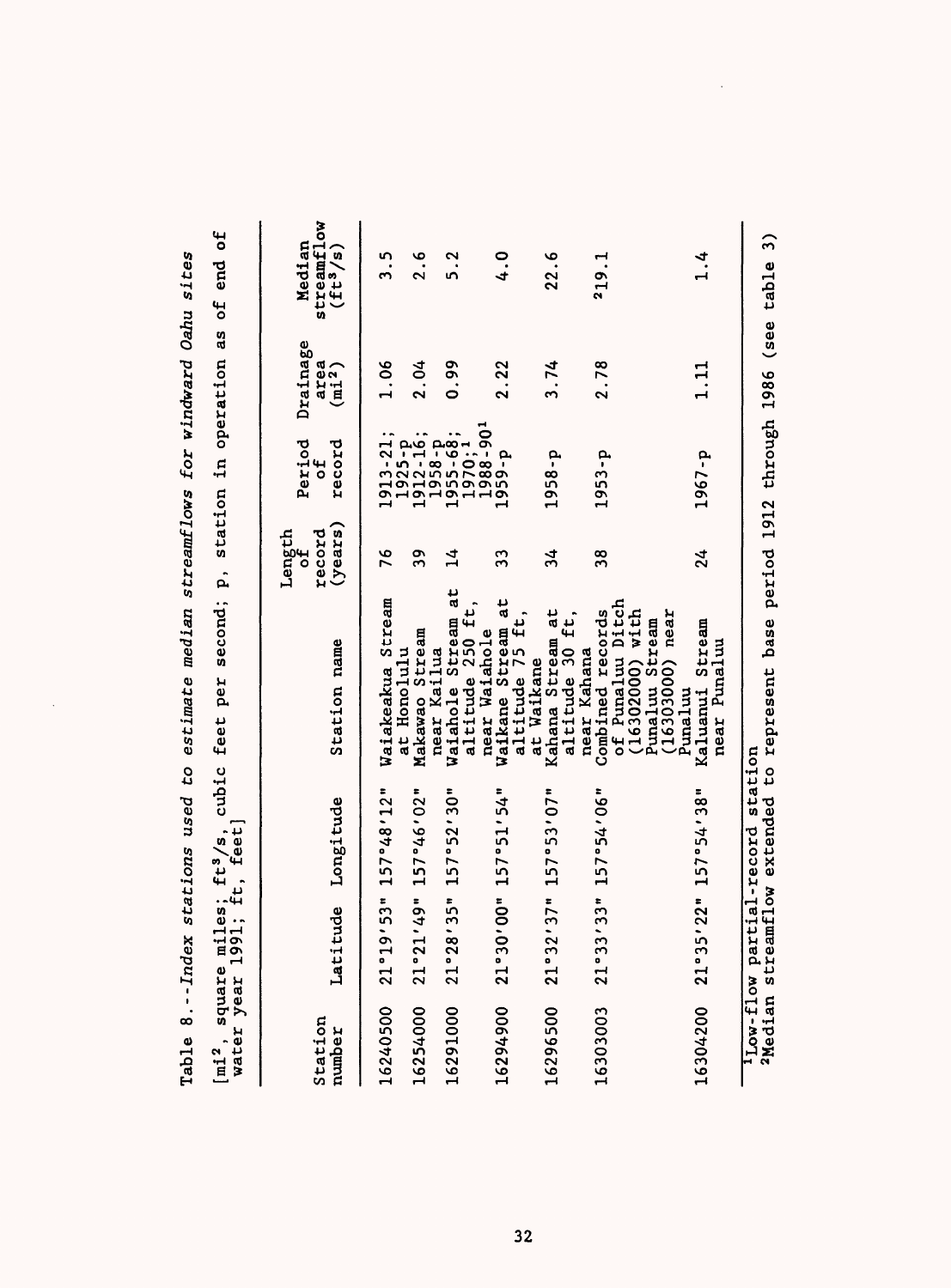Table 8.--*Index stations used to estimate median streamflows for windward Oahu sites*

[mi², square miles; ft³/s, cubic feet per second; p, station in operation as of end of water year 1991; ft, feet]

| Station number | Latitude | Longitude | Station name | Length of record (years) | Period of record | Drainage area (mi²) | Median streamflow (ft³/s) |
|---|---|---|---|---|---|---|---|
| 16240500 | 21°19'53" | 157°48'12" | Waiakeakua Stream at Honolulu | 76 | 1913-21; 1925-p | 1.06 | 3.5 |
| 16254000 | 21°21'49" | 157°46'02" | Makawao Stream near Kailua | 39 | 1912-16; 1958-p | 2.04 | 2.6 |
| 16291000 | 21°28'35" | 157°52'30" | Waiahole Stream at altitude 250 ft, near Waiahole | 14 | 1955-68; 1970;[1] 1988-90[1] | 0.99 | 5.2 |
| 16294900 | 21°30'00" | 157°51'54" | Waikane Stream at altitude 75 ft, at Waikane | 33 | 1959-p | 2.22 | 4.0 |
| 16296500 | 21°32'37" | 157°53'07" | Kahana Stream at altitude 30 ft, near Kahana | 34 | 1958-p | 3.74 | 22.6 |
| 16303003 | 21°33'33" | 157°54'06" | Combined records of Punaluu Ditch (16302000) with Punaluu Stream (16303000) near Punaluu | 38 | 1953-p | 2.78 | [2]19.1 |
| 16304200 | 21°35'22" | 157°54'38" | Kaluanui Stream near Punaluu | 24 | 1967-p | 1.11 | 1.4 |

[1]Low-flow partial-record station
[2]Median streamflow extended to represent base period 1912 through 1986 (see table 3)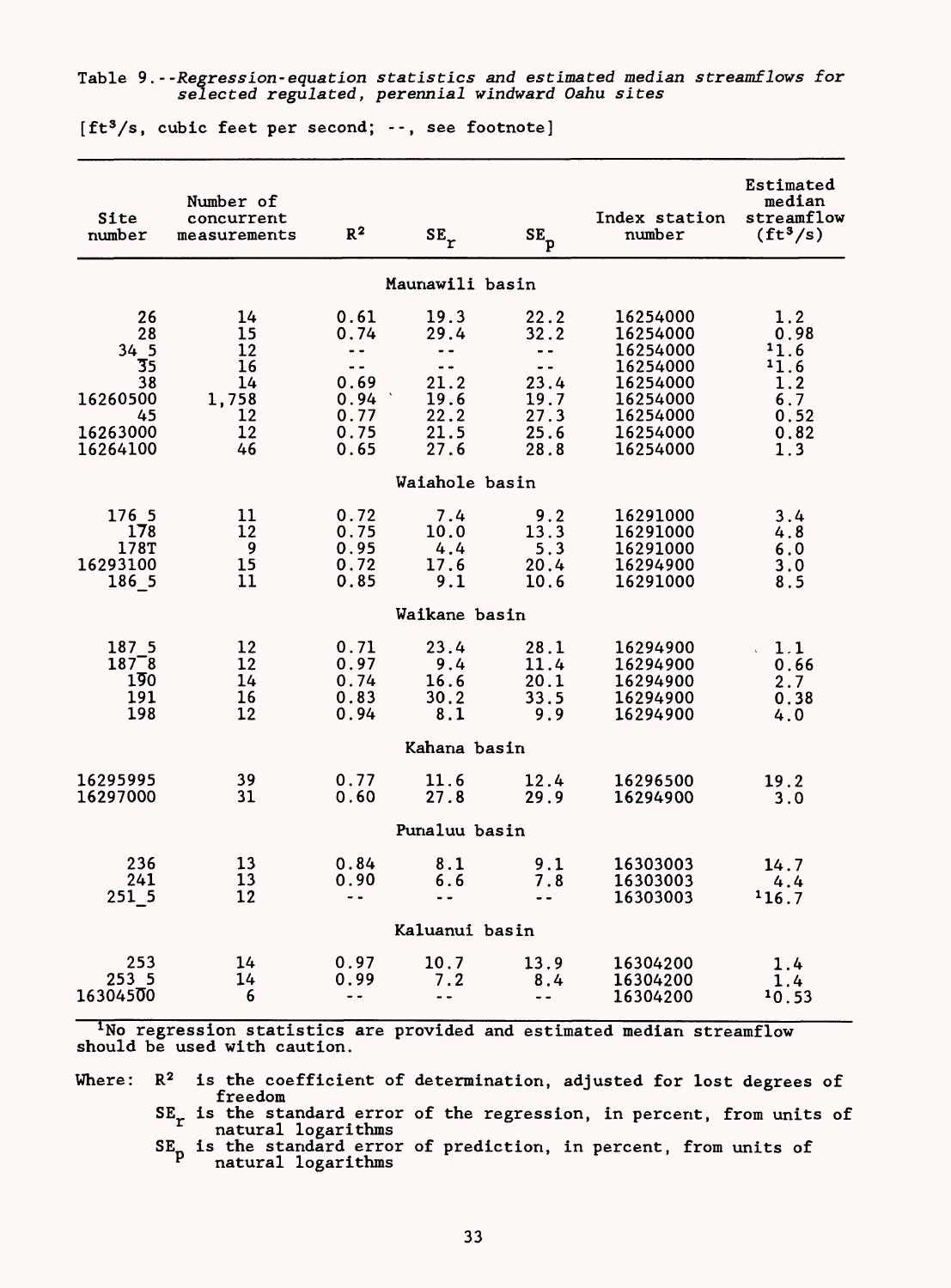Table 9.--*Regression-equation statistics and estimated median streamflows for selected regulated, perennial windward Oahu sites*

[ft³/s, cubic feet per second; --, see footnote]

| Site number | Number of concurrent measurements | $R^2$ | $SE_r$ | $SE_p$ | Index station number | Estimated median streamflow (ft³/s) |
|---|---|---|---|---|---|---|
| | | | Maunawili basin | | | |
| 26 | 14 | 0.61 | 19.3 | 22.2 | 16254000 | 1.2 |
| 28 | 15 | 0.74 | 29.4 | 32.2 | 16254000 | 0.98 |
| 34_5 | 12 | -- | -- | -- | 16254000 | [1]1.6 |
| 35 | 16 | -- | -- | -- | 16254000 | [1]1.6 |
| 38 | 14 | 0.69 | 21.2 | 23.4 | 16254000 | 1.2 |
| 16260500 | 1,758 | 0.94 | 19.6 | 19.7 | 16254000 | 6.7 |
| 45 | 12 | 0.77 | 22.2 | 27.3 | 16254000 | 0.52 |
| 16263000 | 12 | 0.75 | 21.5 | 25.6 | 16254000 | 0.82 |
| 16264100 | 46 | 0.65 | 27.6 | 28.8 | 16254000 | 1.3 |
| | | | Waiahole basin | | | |
| 176_5 | 11 | 0.72 | 7.4 | 9.2 | 16291000 | 3.4 |
| 178 | 12 | 0.75 | 10.0 | 13.3 | 16291000 | 4.8 |
| 178T | 9 | 0.95 | 4.4 | 5.3 | 16291000 | 6.0 |
| 16293100 | 15 | 0.72 | 17.6 | 20.4 | 16294900 | 3.0 |
| 186_5 | 11 | 0.85 | 9.1 | 10.6 | 16291000 | 8.5 |
| | | | Waikane basin | | | |
| 187_5 | 12 | 0.71 | 23.4 | 28.1 | 16294900 | 1.1 |
| 187_8 | 12 | 0.97 | 9.4 | 11.4 | 16294900 | 0.66 |
| 190 | 14 | 0.74 | 16.6 | 20.1 | 16294900 | 2.7 |
| 191 | 16 | 0.83 | 30.2 | 33.5 | 16294900 | 0.38 |
| 198 | 12 | 0.94 | 8.1 | 9.9 | 16294900 | 4.0 |
| | | | Kahana basin | | | |
| 16295995 | 39 | 0.77 | 11.6 | 12.4 | 16296500 | 19.2 |
| 16297000 | 31 | 0.60 | 27.8 | 29.9 | 16294900 | 3.0 |
| | | | Punaluu basin | | | |
| 236 | 13 | 0.84 | 8.1 | 9.1 | 16303003 | 14.7 |
| 241 | 13 | 0.90 | 6.6 | 7.8 | 16303003 | 4.4 |
| 251_5 | 12 | -- | -- | -- | 16303003 | [1]16.7 |
| | | | Kaluanui basin | | | |
| 253 | 14 | 0.97 | 10.7 | 13.9 | 16304200 | 1.4 |
| 253_5 | 14 | 0.99 | 7.2 | 8.4 | 16304200 | 1.4 |
| 16304500 | 6 | -- | -- | -- | 16304200 | [1]0.53 |

[1]No regression statistics are provided and estimated median streamflow should be used with caution.

Where:
- $R^2$ is the coefficient of determination, adjusted for lost degrees of freedom
- $SE_r$ is the standard error of the regression, in percent, from units of natural logarithms
- $SE_p$ is the standard error of prediction, in percent, from units of natural logarithms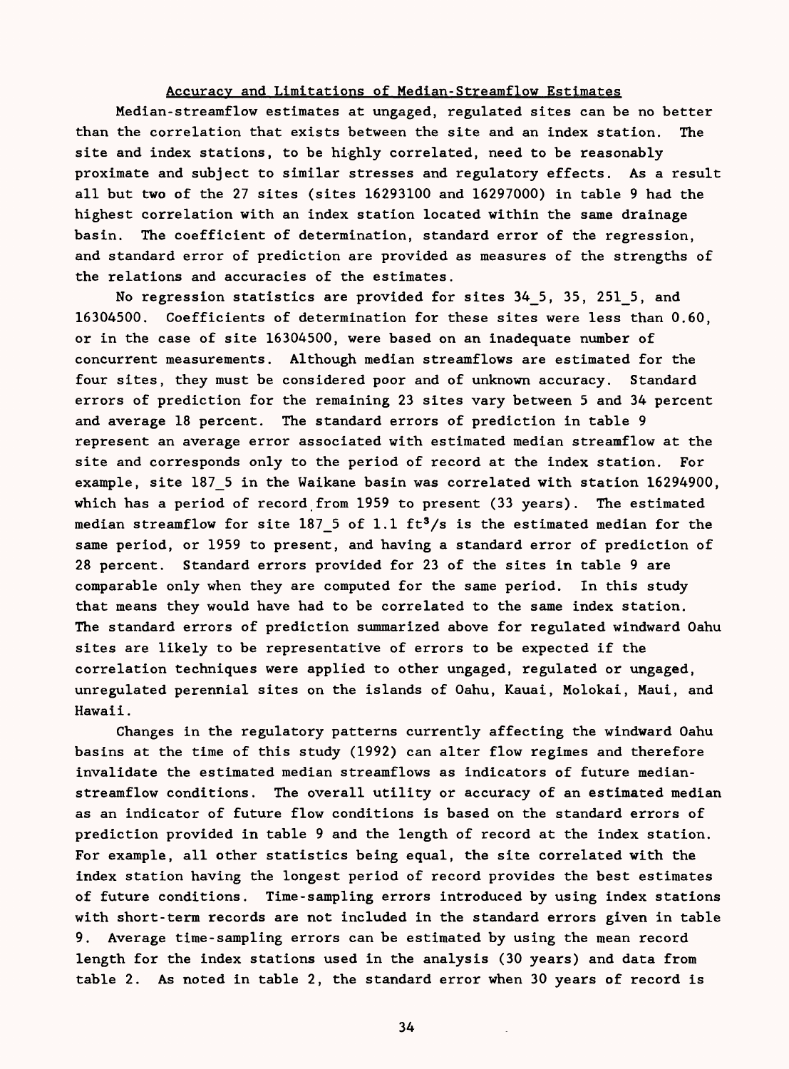## Accuracy and Limitations of Median-Streamflow Estimates

Median-streamflow estimates at ungaged, regulated sites can be no better than the correlation that exists between the site and an index station. The site and index stations, to be highly correlated, need to be reasonably proximate and subject to similar stresses and regulatory effects. As a result all but two of the 27 sites (sites 16293100 and 16297000) in table 9 had the highest correlation with an index station located within the same drainage basin. The coefficient of determination, standard error of the regression, and standard error of prediction are provided as measures of the strengths of the relations and accuracies of the estimates.

No regression statistics are provided for sites 34_5, 35, 251_5, and 16304500. Coefficients of determination for these sites were less than 0.60, or in the case of site 16304500, were based on an inadequate number of concurrent measurements. Although median streamflows are estimated for the four sites, they must be considered poor and of unknown accuracy. Standard errors of prediction for the remaining 23 sites vary between 5 and 34 percent and average 18 percent. The standard errors of prediction in table 9 represent an average error associated with estimated median streamflow at the site and corresponds only to the period of record at the index station. For example, site 187_5 in the Waikane basin was correlated with station 16294900, which has a period of record from 1959 to present (33 years). The estimated median streamflow for site 187_5 of 1.1 $ft^3/s$ is the estimated median for the same period, or 1959 to present, and having a standard error of prediction of 28 percent. Standard errors provided for 23 of the sites in table 9 are comparable only when they are computed for the same period. In this study that means they would have had to be correlated to the same index station. The standard errors of prediction summarized above for regulated windward Oahu sites are likely to be representative of errors to be expected if the correlation techniques were applied to other ungaged, regulated or ungaged, unregulated perennial sites on the islands of Oahu, Kauai, Molokai, Maui, and Hawaii.

Changes in the regulatory patterns currently affecting the windward Oahu basins at the time of this study (1992) can alter flow regimes and therefore invalidate the estimated median streamflows as indicators of future median-streamflow conditions. The overall utility or accuracy of an estimated median as an indicator of future flow conditions is based on the standard errors of prediction provided in table 9 and the length of record at the index station. For example, all other statistics being equal, the site correlated with the index station having the longest period of record provides the best estimates of future conditions. Time-sampling errors introduced by using index stations with short-term records are not included in the standard errors given in table 9. Average time-sampling errors can be estimated by using the mean record length for the index stations used in the analysis (30 years) and data from table 2. As noted in table 2, the standard error when 30 years of record is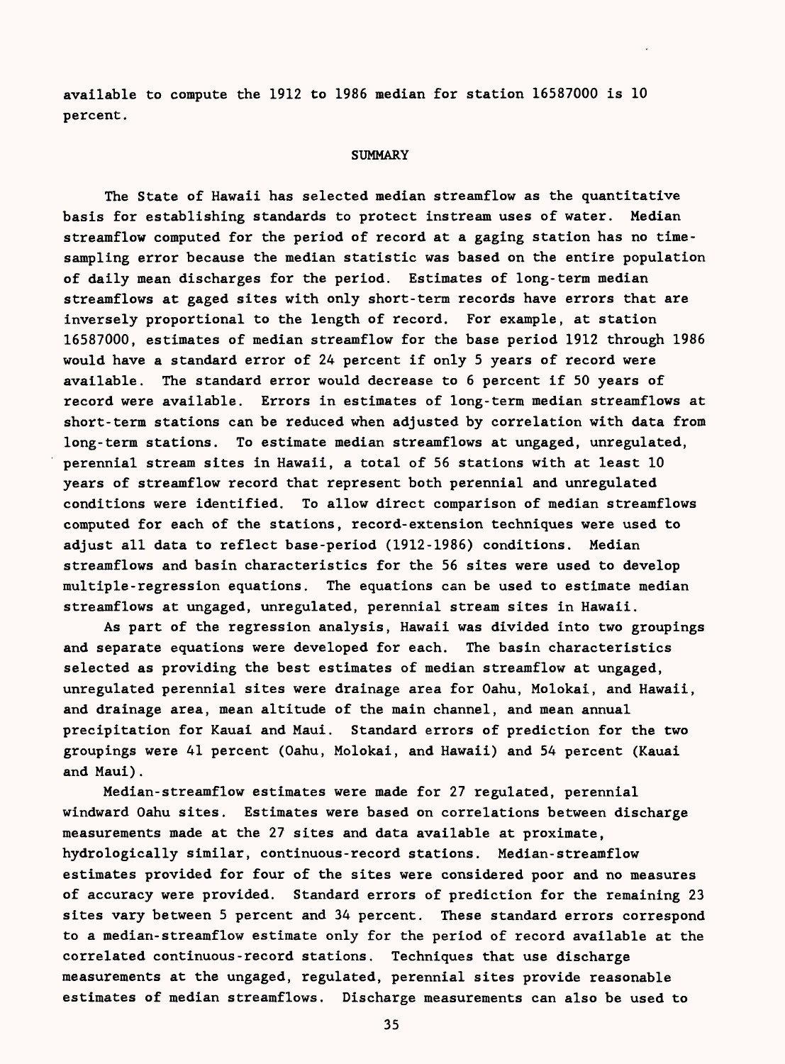available to compute the 1912 to 1986 median for station 16587000 is 10 percent.

## SUMMARY

The State of Hawaii has selected median streamflow as the quantitative basis for establishing standards to protect instream uses of water. Median streamflow computed for the period of record at a gaging station has no time-sampling error because the median statistic was based on the entire population of daily mean discharges for the period. Estimates of long-term median streamflows at gaged sites with only short-term records have errors that are inversely proportional to the length of record. For example, at station 16587000, estimates of median streamflow for the base period 1912 through 1986 would have a standard error of 24 percent if only 5 years of record were available. The standard error would decrease to 6 percent if 50 years of record were available. Errors in estimates of long-term median streamflows at short-term stations can be reduced when adjusted by correlation with data from long-term stations. To estimate median streamflows at ungaged, unregulated, perennial stream sites in Hawaii, a total of 56 stations with at least 10 years of streamflow record that represent both perennial and unregulated conditions were identified. To allow direct comparison of median streamflows computed for each of the stations, record-extension techniques were used to adjust all data to reflect base-period (1912-1986) conditions. Median streamflows and basin characteristics for the 56 sites were used to develop multiple-regression equations. The equations can be used to estimate median streamflows at ungaged, unregulated, perennial stream sites in Hawaii.

As part of the regression analysis, Hawaii was divided into two groupings and separate equations were developed for each. The basin characteristics selected as providing the best estimates of median streamflow at ungaged, unregulated perennial sites were drainage area for Oahu, Molokai, and Hawaii, and drainage area, mean altitude of the main channel, and mean annual precipitation for Kauai and Maui. Standard errors of prediction for the two groupings were 41 percent (Oahu, Molokai, and Hawaii) and 54 percent (Kauai and Maui).

Median-streamflow estimates were made for 27 regulated, perennial windward Oahu sites. Estimates were based on correlations between discharge measurements made at the 27 sites and data available at proximate, hydrologically similar, continuous-record stations. Median-streamflow estimates provided for four of the sites were considered poor and no measures of accuracy were provided. Standard errors of prediction for the remaining 23 sites vary between 5 percent and 34 percent. These standard errors correspond to a median-streamflow estimate only for the period of record available at the correlated continuous-record stations. Techniques that use discharge measurements at the ungaged, regulated, perennial sites provide reasonable estimates of median streamflows. Discharge measurements can also be used to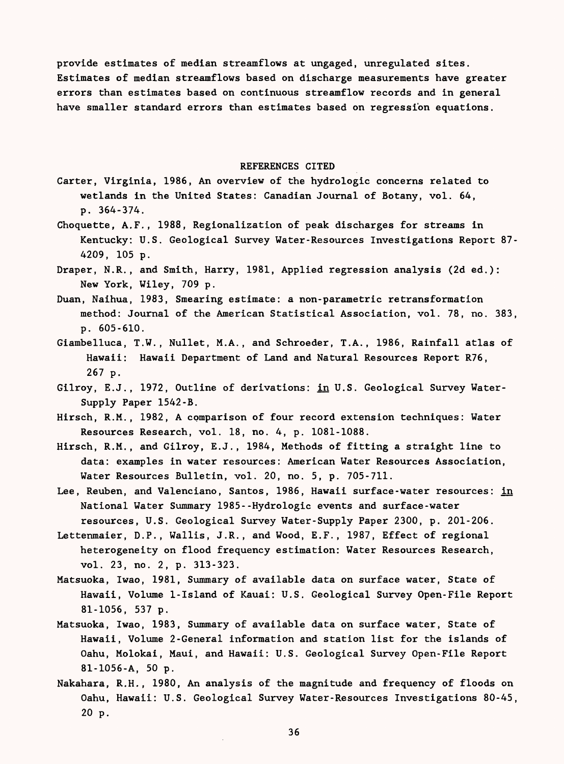provide estimates of median streamflows at ungaged, unregulated sites. Estimates of median streamflows based on discharge measurements have greater errors than estimates based on continuous streamflow records and in general have smaller standard errors than estimates based on regression equations.

## REFERENCES CITED

Carter, Virginia, 1986, An overview of the hydrologic concerns related to wetlands in the United States: Canadian Journal of Botany, vol. 64, p. 364-374.

Choquette, A.F., 1988, Regionalization of peak discharges for streams in Kentucky: U.S. Geological Survey Water-Resources Investigations Report 87-4209, 105 p.

Draper, N.R., and Smith, Harry, 1981, Applied regression analysis (2d ed.): New York, Wiley, 709 p.

Duan, Naihua, 1983, Smearing estimate: a non-parametric retransformation method: Journal of the American Statistical Association, vol. 78, no. 383, p. 605-610.

Giambelluca, T.W., Nullet, M.A., and Schroeder, T.A., 1986, Rainfall atlas of Hawaii: Hawaii Department of Land and Natural Resources Report R76, 267 p.

Gilroy, E.J., 1972, Outline of derivations: in U.S. Geological Survey Water-Supply Paper 1542-B.

Hirsch, R.M., 1982, A comparison of four record extension techniques: Water Resources Research, vol. 18, no. 4, p. 1081-1088.

Hirsch, R.M., and Gilroy, E.J., 1984, Methods of fitting a straight line to data: examples in water resources: American Water Resources Association, Water Resources Bulletin, vol. 20, no. 5, p. 705-711.

Lee, Reuben, and Valenciano, Santos, 1986, Hawaii surface-water resources: in National Water Summary 1985--Hydrologic events and surface-water resources, U.S. Geological Survey Water-Supply Paper 2300, p. 201-206.

Lettenmaier, D.P., Wallis, J.R., and Wood, E.F., 1987, Effect of regional heterogeneity on flood frequency estimation: Water Resources Research, vol. 23, no. 2, p. 313-323.

Matsuoka, Iwao, 1981, Summary of available data on surface water, State of Hawaii, Volume 1-Island of Kauai: U.S. Geological Survey Open-File Report 81-1056, 537 p.

Matsuoka, Iwao, 1983, Summary of available data on surface water, State of Hawaii, Volume 2-General information and station list for the islands of Oahu, Molokai, Maui, and Hawaii: U.S. Geological Survey Open-File Report 81-1056-A, 50 p.

Nakahara, R.H., 1980, An analysis of the magnitude and frequency of floods on Oahu, Hawaii: U.S. Geological Survey Water-Resources Investigations 80-45, 20 p.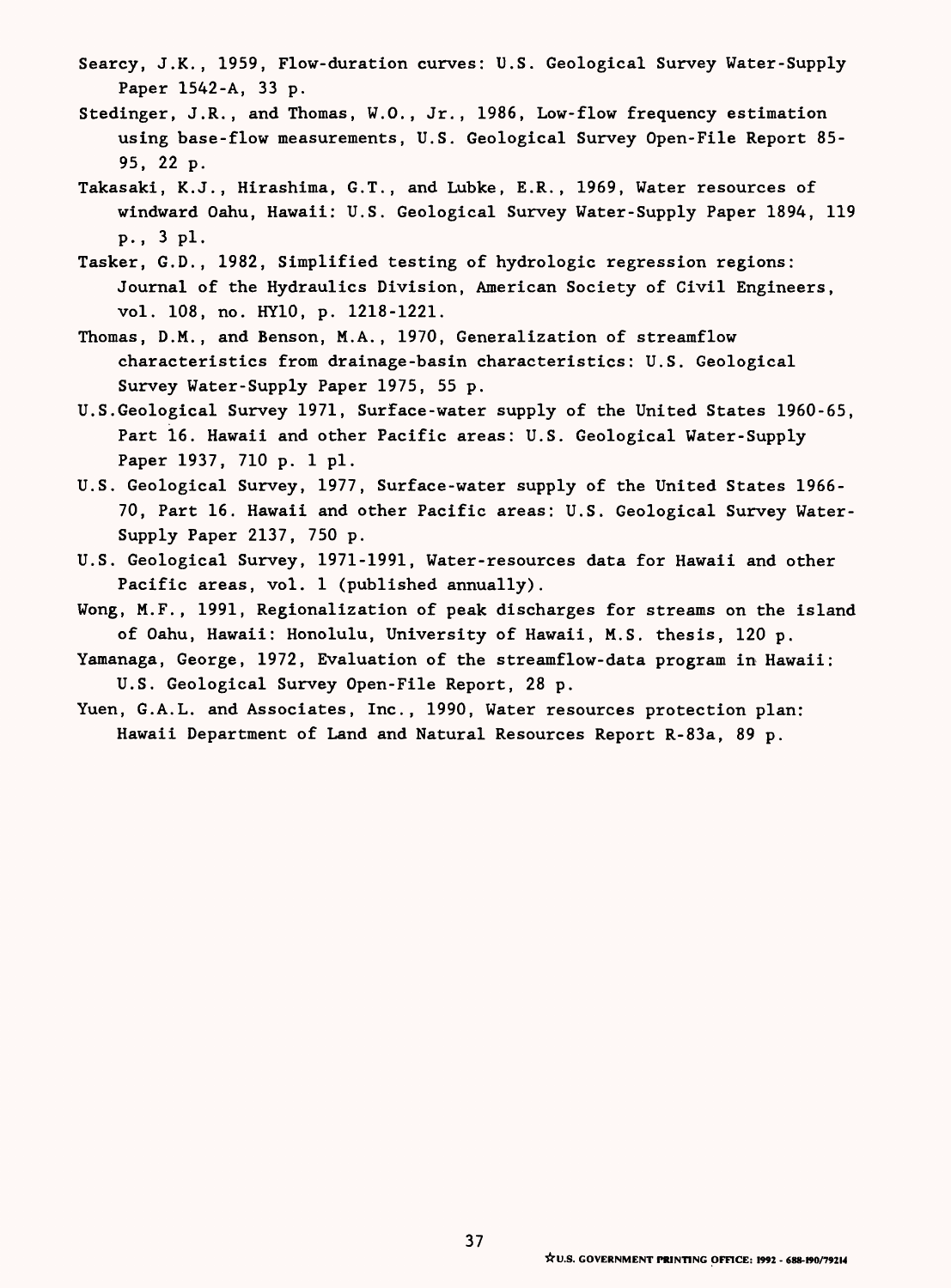Searcy, J.K., 1959, Flow-duration curves: U.S. Geological Survey Water-Supply Paper 1542-A, 33 p.

Stedinger, J.R., and Thomas, W.O., Jr., 1986, Low-flow frequency estimation using base-flow measurements, U.S. Geological Survey Open-File Report 85-95, 22 p.

Takasaki, K.J., Hirashima, G.T., and Lubke, E.R., 1969, Water resources of windward Oahu, Hawaii: U.S. Geological Survey Water-Supply Paper 1894, 119 p., 3 pl.

Tasker, G.D., 1982, Simplified testing of hydrologic regression regions: Journal of the Hydraulics Division, American Society of Civil Engineers, vol. 108, no. HY10, p. 1218-1221.

Thomas, D.M., and Benson, M.A., 1970, Generalization of streamflow characteristics from drainage-basin characteristics: U.S. Geological Survey Water-Supply Paper 1975, 55 p.

U.S.Geological Survey 1971, Surface-water supply of the United States 1960-65, Part 16. Hawaii and other Pacific areas: U.S. Geological Water-Supply Paper 1937, 710 p. 1 pl.

U.S. Geological Survey, 1977, Surface-water supply of the United States 1966-70, Part 16. Hawaii and other Pacific areas: U.S. Geological Survey Water-Supply Paper 2137, 750 p.

U.S. Geological Survey, 1971-1991, Water-resources data for Hawaii and other Pacific areas, vol. 1 (published annually).

Wong, M.F., 1991, Regionalization of peak discharges for streams on the island of Oahu, Hawaii: Honolulu, University of Hawaii, M.S. thesis, 120 p.

Yamanaga, George, 1972, Evaluation of the streamflow-data program in Hawaii: U.S. Geological Survey Open-File Report, 28 p.

Yuen, G.A.L. and Associates, Inc., 1990, Water resources protection plan: Hawaii Department of Land and Natural Resources Report R-83a, 89 p.

☆U.S. GOVERNMENT PRINTING OFFICE: 1992 - 688-190/79214